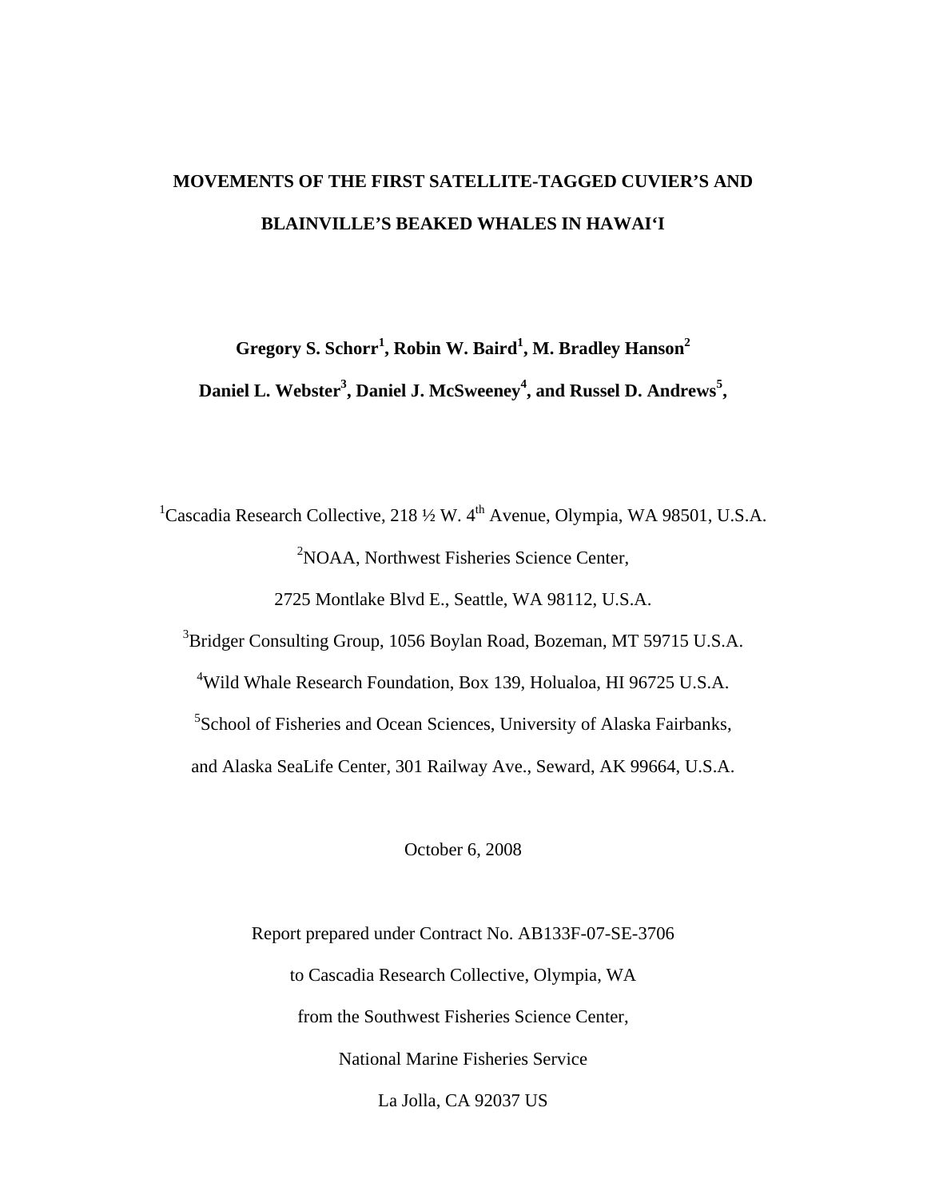# MOVEMENTS OF THE FIRST SATELLITE-TAGGED CUVIER'S AND BLAINVILLE'S BEAKED WHALES IN HAWAI'I

**Gregory S. Schorr[1], Robin W. Baird[1], M. Bradley Hanson[2]**

**Daniel L. Webster[3], Daniel J. McSweeney[4], and Russel D. Andrews[5],**

[1]Cascadia Research Collective, 218 ½ W. 4th Avenue, Olympia, WA 98501, U.S.A.

[2]NOAA, Northwest Fisheries Science Center,

2725 Montlake Blvd E., Seattle, WA 98112, U.S.A.

[3]Bridger Consulting Group, 1056 Boylan Road, Bozeman, MT 59715 U.S.A.

[4]Wild Whale Research Foundation, Box 139, Holualoa, HI 96725 U.S.A.

[5]School of Fisheries and Ocean Sciences, University of Alaska Fairbanks,

and Alaska SeaLife Center, 301 Railway Ave., Seward, AK 99664, U.S.A.

October 6, 2008

Report prepared under Contract No. AB133F-07-SE-3706

to Cascadia Research Collective, Olympia, WA

from the Southwest Fisheries Science Center,

National Marine Fisheries Service

La Jolla, CA 92037 US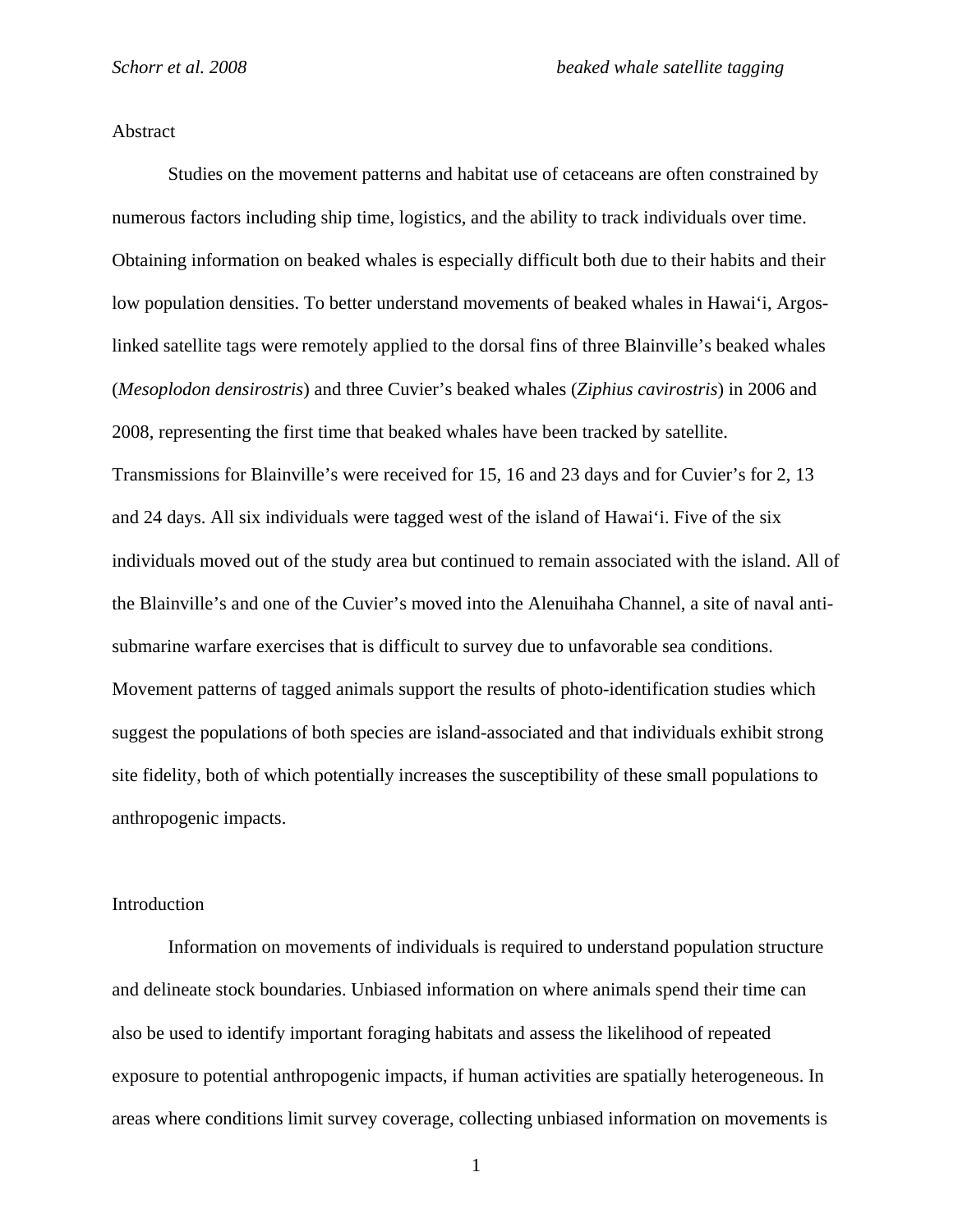## Abstract

Studies on the movement patterns and habitat use of cetaceans are often constrained by numerous factors including ship time, logistics, and the ability to track individuals over time. Obtaining information on beaked whales is especially difficult both due to their habits and their low population densities. To better understand movements of beaked whales in Hawai‘i, Argos-linked satellite tags were remotely applied to the dorsal fins of three Blainville’s beaked whales (*Mesoplodon densirostris*) and three Cuvier’s beaked whales (*Ziphius cavirostris*) in 2006 and 2008, representing the first time that beaked whales have been tracked by satellite. Transmissions for Blainville’s were received for 15, 16 and 23 days and for Cuvier’s for 2, 13 and 24 days. All six individuals were tagged west of the island of Hawai‘i. Five of the six individuals moved out of the study area but continued to remain associated with the island. All of the Blainville’s and one of the Cuvier’s moved into the Alenuihaha Channel, a site of naval anti-submarine warfare exercises that is difficult to survey due to unfavorable sea conditions. Movement patterns of tagged animals support the results of photo-identification studies which suggest the populations of both species are island-associated and that individuals exhibit strong site fidelity, both of which potentially increases the susceptibility of these small populations to anthropogenic impacts.

## Introduction

Information on movements of individuals is required to understand population structure and delineate stock boundaries. Unbiased information on where animals spend their time can also be used to identify important foraging habitats and assess the likelihood of repeated exposure to potential anthropogenic impacts, if human activities are spatially heterogeneous. In areas where conditions limit survey coverage, collecting unbiased information on movements is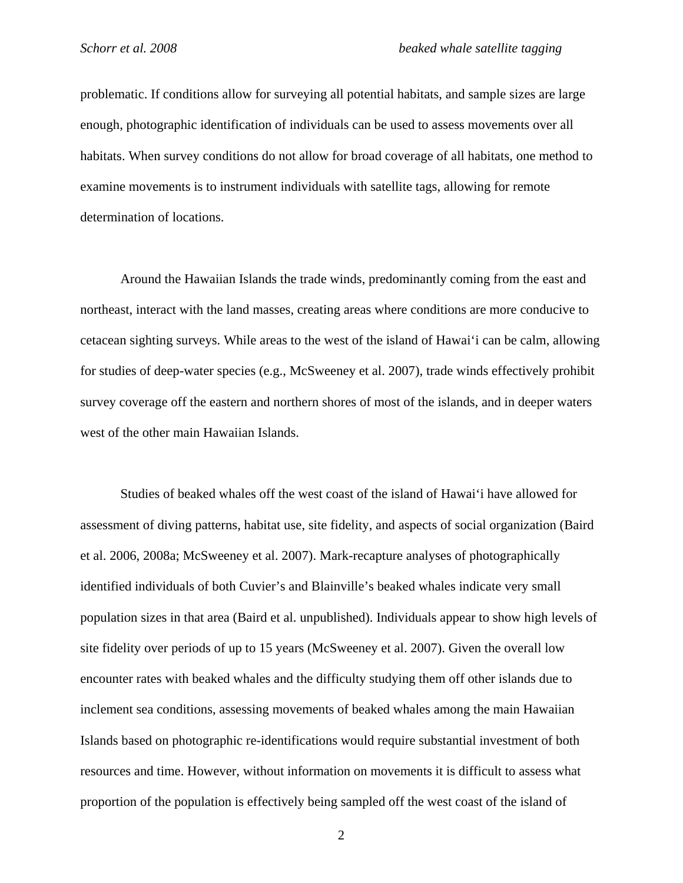problematic. If conditions allow for surveying all potential habitats, and sample sizes are large enough, photographic identification of individuals can be used to assess movements over all habitats. When survey conditions do not allow for broad coverage of all habitats, one method to examine movements is to instrument individuals with satellite tags, allowing for remote determination of locations.

Around the Hawaiian Islands the trade winds, predominantly coming from the east and northeast, interact with the land masses, creating areas where conditions are more conducive to cetacean sighting surveys. While areas to the west of the island of Hawaiʻi can be calm, allowing for studies of deep-water species (e.g., McSweeney et al. 2007), trade winds effectively prohibit survey coverage off the eastern and northern shores of most of the islands, and in deeper waters west of the other main Hawaiian Islands.

Studies of beaked whales off the west coast of the island of Hawaiʻi have allowed for assessment of diving patterns, habitat use, site fidelity, and aspects of social organization (Baird et al. 2006, 2008a; McSweeney et al. 2007). Mark-recapture analyses of photographically identified individuals of both Cuvier's and Blainville's beaked whales indicate very small population sizes in that area (Baird et al. unpublished). Individuals appear to show high levels of site fidelity over periods of up to 15 years (McSweeney et al. 2007). Given the overall low encounter rates with beaked whales and the difficulty studying them off other islands due to inclement sea conditions, assessing movements of beaked whales among the main Hawaiian Islands based on photographic re-identifications would require substantial investment of both resources and time. However, without information on movements it is difficult to assess what proportion of the population is effectively being sampled off the west coast of the island of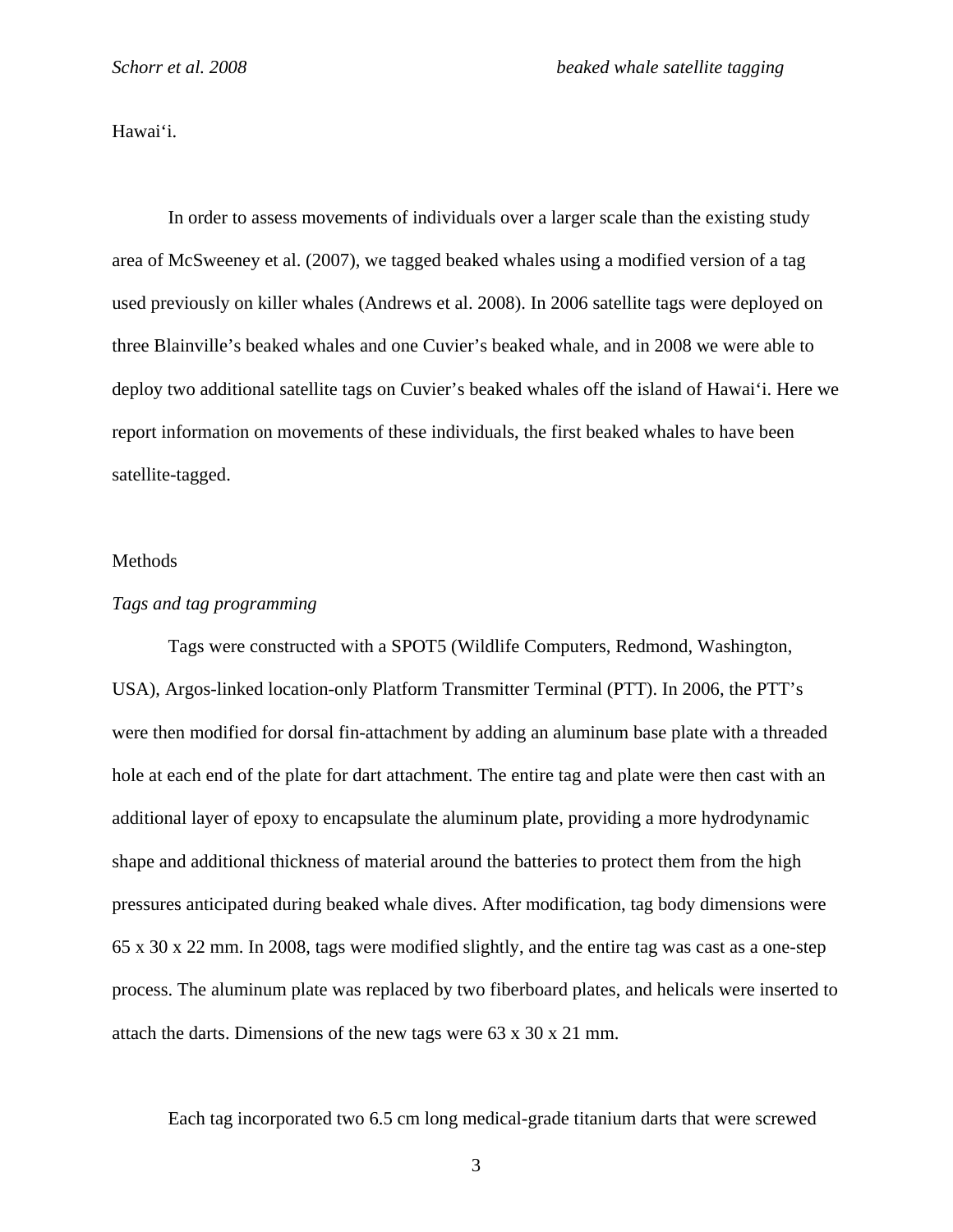Hawai‘i.

In order to assess movements of individuals over a larger scale than the existing study area of McSweeney et al. (2007), we tagged beaked whales using a modified version of a tag used previously on killer whales (Andrews et al. 2008). In 2006 satellite tags were deployed on three Blainville’s beaked whales and one Cuvier’s beaked whale, and in 2008 we were able to deploy two additional satellite tags on Cuvier’s beaked whales off the island of Hawai‘i. Here we report information on movements of these individuals, the first beaked whales to have been satellite-tagged.

## Methods

### *Tags and tag programming*

Tags were constructed with a SPOT5 (Wildlife Computers, Redmond, Washington, USA), Argos-linked location-only Platform Transmitter Terminal (PTT). In 2006, the PTT’s were then modified for dorsal fin-attachment by adding an aluminum base plate with a threaded hole at each end of the plate for dart attachment. The entire tag and plate were then cast with an additional layer of epoxy to encapsulate the aluminum plate, providing a more hydrodynamic shape and additional thickness of material around the batteries to protect them from the high pressures anticipated during beaked whale dives. After modification, tag body dimensions were 65 x 30 x 22 mm. In 2008, tags were modified slightly, and the entire tag was cast as a one-step process. The aluminum plate was replaced by two fiberboard plates, and helicals were inserted to attach the darts. Dimensions of the new tags were 63 x 30 x 21 mm.

Each tag incorporated two 6.5 cm long medical-grade titanium darts that were screwed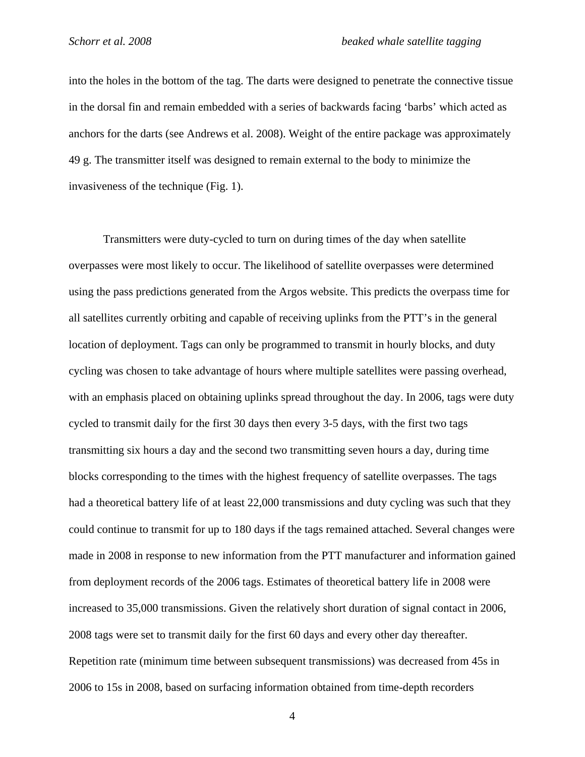into the holes in the bottom of the tag. The darts were designed to penetrate the connective tissue in the dorsal fin and remain embedded with a series of backwards facing 'barbs' which acted as anchors for the darts (see Andrews et al. 2008). Weight of the entire package was approximately 49 g. The transmitter itself was designed to remain external to the body to minimize the invasiveness of the technique (Fig. 1).

Transmitters were duty-cycled to turn on during times of the day when satellite overpasses were most likely to occur. The likelihood of satellite overpasses were determined using the pass predictions generated from the Argos website. This predicts the overpass time for all satellites currently orbiting and capable of receiving uplinks from the PTT's in the general location of deployment. Tags can only be programmed to transmit in hourly blocks, and duty cycling was chosen to take advantage of hours where multiple satellites were passing overhead, with an emphasis placed on obtaining uplinks spread throughout the day. In 2006, tags were duty cycled to transmit daily for the first 30 days then every 3-5 days, with the first two tags transmitting six hours a day and the second two transmitting seven hours a day, during time blocks corresponding to the times with the highest frequency of satellite overpasses. The tags had a theoretical battery life of at least 22,000 transmissions and duty cycling was such that they could continue to transmit for up to 180 days if the tags remained attached. Several changes were made in 2008 in response to new information from the PTT manufacturer and information gained from deployment records of the 2006 tags. Estimates of theoretical battery life in 2008 were increased to 35,000 transmissions. Given the relatively short duration of signal contact in 2006, 2008 tags were set to transmit daily for the first 60 days and every other day thereafter. Repetition rate (minimum time between subsequent transmissions) was decreased from 45s in 2006 to 15s in 2008, based on surfacing information obtained from time-depth recorders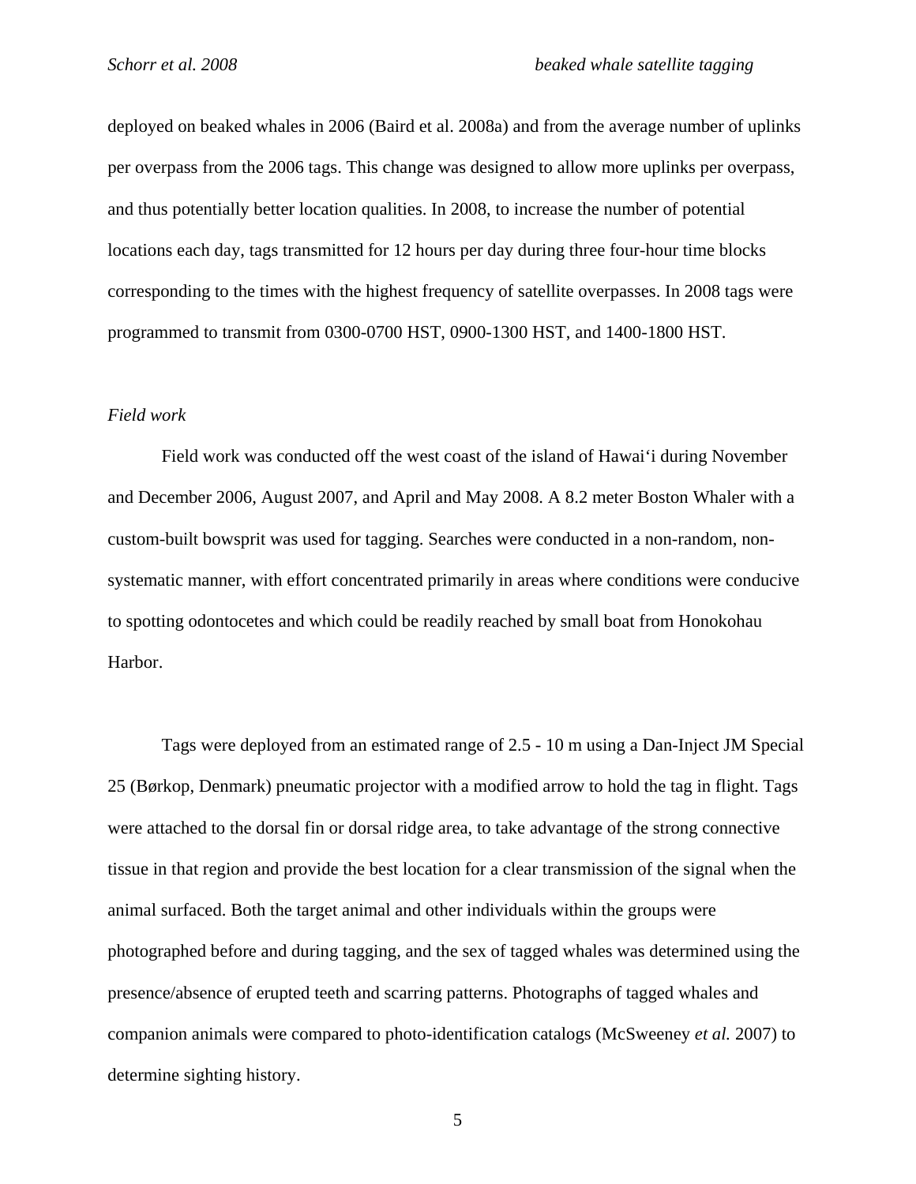deployed on beaked whales in 2006 (Baird et al. 2008a) and from the average number of uplinks per overpass from the 2006 tags. This change was designed to allow more uplinks per overpass, and thus potentially better location qualities. In 2008, to increase the number of potential locations each day, tags transmitted for 12 hours per day during three four-hour time blocks corresponding to the times with the highest frequency of satellite overpasses. In 2008 tags were programmed to transmit from 0300-0700 HST, 0900-1300 HST, and 1400-1800 HST.

### *Field work*

Field work was conducted off the west coast of the island of Hawai'i during November and December 2006, August 2007, and April and May 2008. A 8.2 meter Boston Whaler with a custom-built bowsprit was used for tagging. Searches were conducted in a non-random, non-systematic manner, with effort concentrated primarily in areas where conditions were conducive to spotting odontocetes and which could be readily reached by small boat from Honokohau Harbor.

Tags were deployed from an estimated range of 2.5 - 10 m using a Dan-Inject JM Special 25 (Børkop, Denmark) pneumatic projector with a modified arrow to hold the tag in flight. Tags were attached to the dorsal fin or dorsal ridge area, to take advantage of the strong connective tissue in that region and provide the best location for a clear transmission of the signal when the animal surfaced. Both the target animal and other individuals within the groups were photographed before and during tagging, and the sex of tagged whales was determined using the presence/absence of erupted teeth and scarring patterns. Photographs of tagged whales and companion animals were compared to photo-identification catalogs (McSweeney *et al.* 2007) to determine sighting history.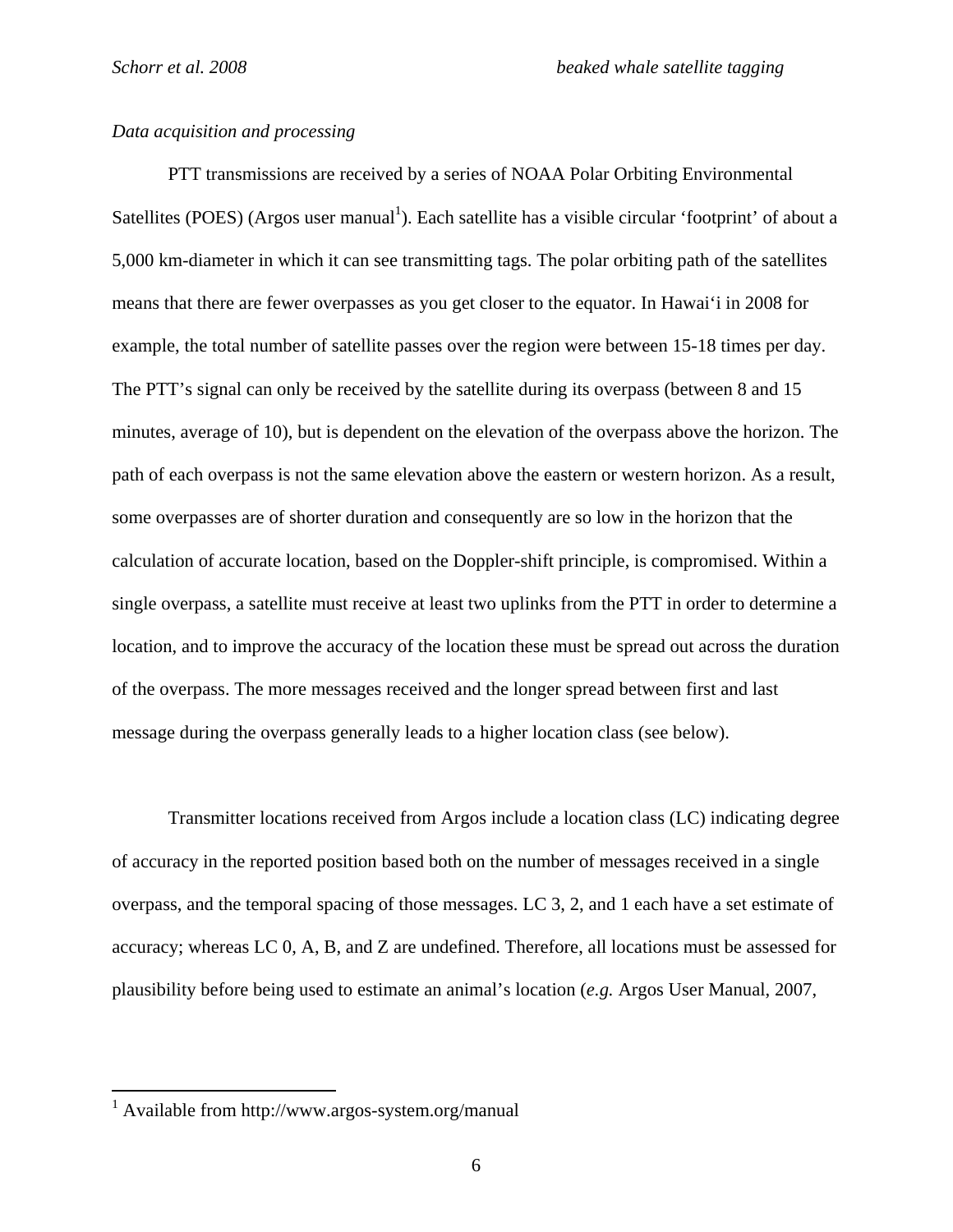*Data acquisition and processing*

PTT transmissions are received by a series of NOAA Polar Orbiting Environmental Satellites (POES) (Argos user manual[1]). Each satellite has a visible circular 'footprint' of about a 5,000 km-diameter in which it can see transmitting tags. The polar orbiting path of the satellites means that there are fewer overpasses as you get closer to the equator. In Hawai'i in 2008 for example, the total number of satellite passes over the region were between 15-18 times per day. The PTT's signal can only be received by the satellite during its overpass (between 8 and 15 minutes, average of 10), but is dependent on the elevation of the overpass above the horizon. The path of each overpass is not the same elevation above the eastern or western horizon. As a result, some overpasses are of shorter duration and consequently are so low in the horizon that the calculation of accurate location, based on the Doppler-shift principle, is compromised. Within a single overpass, a satellite must receive at least two uplinks from the PTT in order to determine a location, and to improve the accuracy of the location these must be spread out across the duration of the overpass. The more messages received and the longer spread between first and last message during the overpass generally leads to a higher location class (see below).

Transmitter locations received from Argos include a location class (LC) indicating degree of accuracy in the reported position based both on the number of messages received in a single overpass, and the temporal spacing of those messages. LC 3, 2, and 1 each have a set estimate of accuracy; whereas LC 0, A, B, and Z are undefined. Therefore, all locations must be assessed for plausibility before being used to estimate an animal's location (*e.g.* Argos User Manual, 2007,

[1] Available from http://www.argos-system.org/manual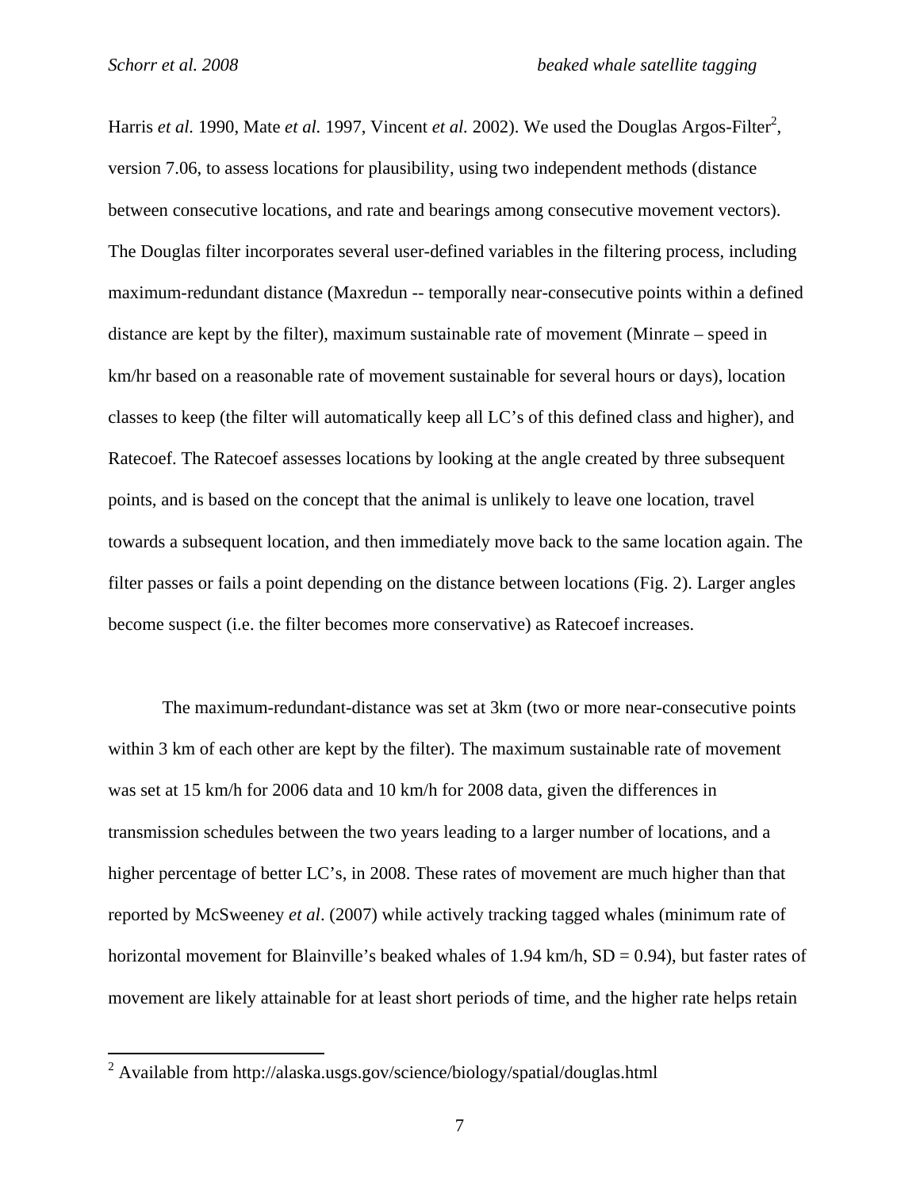Harris *et al.* 1990, Mate *et al.* 1997, Vincent *et al.* 2002). We used the Douglas Argos-Filter[2], version 7.06, to assess locations for plausibility, using two independent methods (distance between consecutive locations, and rate and bearings among consecutive movement vectors). The Douglas filter incorporates several user-defined variables in the filtering process, including maximum-redundant distance (Maxredun -- temporally near-consecutive points within a defined distance are kept by the filter), maximum sustainable rate of movement (Minrate – speed in km/hr based on a reasonable rate of movement sustainable for several hours or days), location classes to keep (the filter will automatically keep all LC's of this defined class and higher), and Ratecoef. The Ratecoef assesses locations by looking at the angle created by three subsequent points, and is based on the concept that the animal is unlikely to leave one location, travel towards a subsequent location, and then immediately move back to the same location again. The filter passes or fails a point depending on the distance between locations (Fig. 2). Larger angles become suspect (i.e. the filter becomes more conservative) as Ratecoef increases.

The maximum-redundant-distance was set at 3km (two or more near-consecutive points within 3 km of each other are kept by the filter). The maximum sustainable rate of movement was set at 15 km/h for 2006 data and 10 km/h for 2008 data, given the differences in transmission schedules between the two years leading to a larger number of locations, and a higher percentage of better LC's, in 2008. These rates of movement are much higher than that reported by McSweeney *et al*. (2007) while actively tracking tagged whales (minimum rate of horizontal movement for Blainville's beaked whales of 1.94 km/h, SD = 0.94), but faster rates of movement are likely attainable for at least short periods of time, and the higher rate helps retain

[2] Available from http://alaska.usgs.gov/science/biology/spatial/douglas.html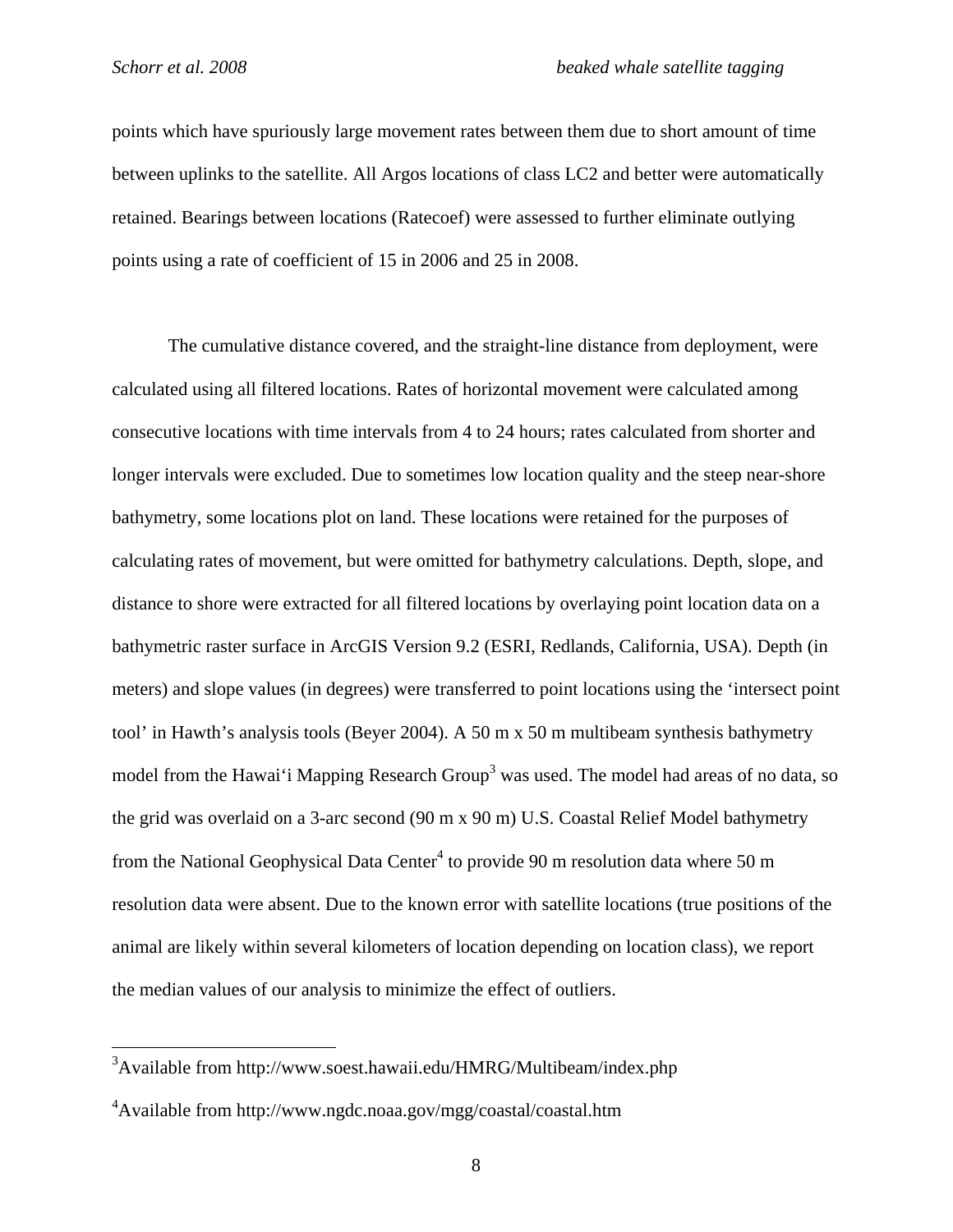points which have spuriously large movement rates between them due to short amount of time between uplinks to the satellite. All Argos locations of class LC2 and better were automatically retained. Bearings between locations (Ratecoef) were assessed to further eliminate outlying points using a rate of coefficient of 15 in 2006 and 25 in 2008.

The cumulative distance covered, and the straight-line distance from deployment, were calculated using all filtered locations. Rates of horizontal movement were calculated among consecutive locations with time intervals from 4 to 24 hours; rates calculated from shorter and longer intervals were excluded. Due to sometimes low location quality and the steep near-shore bathymetry, some locations plot on land. These locations were retained for the purposes of calculating rates of movement, but were omitted for bathymetry calculations. Depth, slope, and distance to shore were extracted for all filtered locations by overlaying point location data on a bathymetric raster surface in ArcGIS Version 9.2 (ESRI, Redlands, California, USA). Depth (in meters) and slope values (in degrees) were transferred to point locations using the 'intersect point tool' in Hawth's analysis tools (Beyer 2004). A 50 m x 50 m multibeam synthesis bathymetry model from the Hawai'i Mapping Research Group[3] was used. The model had areas of no data, so the grid was overlaid on a 3-arc second (90 m x 90 m) U.S. Coastal Relief Model bathymetry from the National Geophysical Data Center[4] to provide 90 m resolution data where 50 m resolution data were absent. Due to the known error with satellite locations (true positions of the animal are likely within several kilometers of location depending on location class), we report the median values of our analysis to minimize the effect of outliers.

---

[3]Available from http://www.soest.hawaii.edu/HMRG/Multibeam/index.php

[4]Available from http://www.ngdc.noaa.gov/mgg/coastal/coastal.htm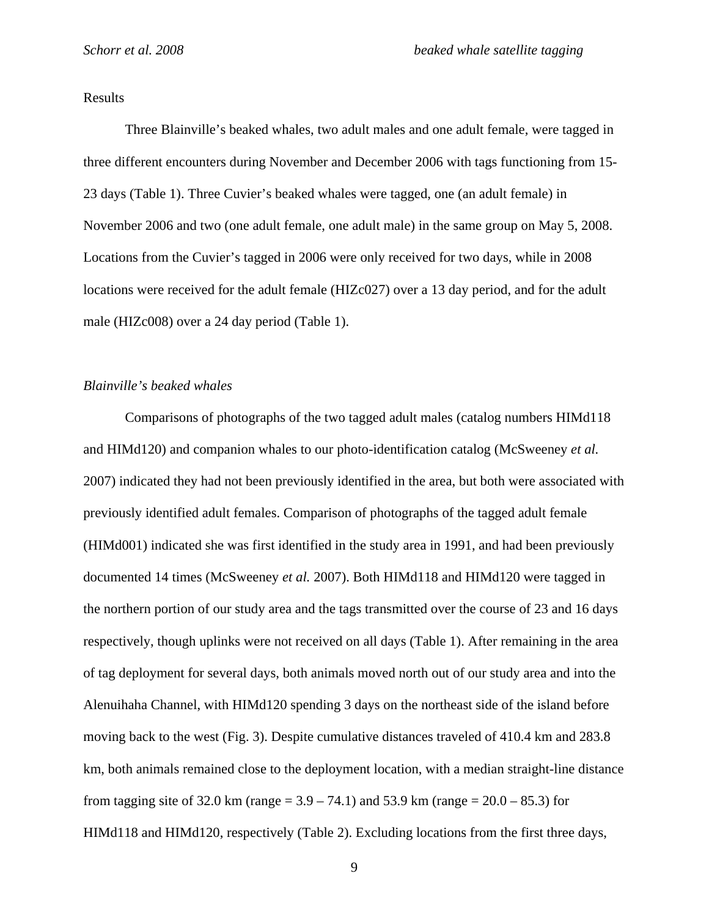Results

Three Blainville's beaked whales, two adult males and one adult female, were tagged in three different encounters during November and December 2006 with tags functioning from 15-23 days (Table 1). Three Cuvier's beaked whales were tagged, one (an adult female) in November 2006 and two (one adult female, one adult male) in the same group on May 5, 2008. Locations from the Cuvier's tagged in 2006 were only received for two days, while in 2008 locations were received for the adult female (HIZc027) over a 13 day period, and for the adult male (HIZc008) over a 24 day period (Table 1).

*Blainville's beaked whales*

Comparisons of photographs of the two tagged adult males (catalog numbers HIMd118 and HIMd120) and companion whales to our photo-identification catalog (McSweeney *et al.* 2007) indicated they had not been previously identified in the area, but both were associated with previously identified adult females. Comparison of photographs of the tagged adult female (HIMd001) indicated she was first identified in the study area in 1991, and had been previously documented 14 times (McSweeney *et al.* 2007). Both HIMd118 and HIMd120 were tagged in the northern portion of our study area and the tags transmitted over the course of 23 and 16 days respectively, though uplinks were not received on all days (Table 1). After remaining in the area of tag deployment for several days, both animals moved north out of our study area and into the Alenuihaha Channel, with HIMd120 spending 3 days on the northeast side of the island before moving back to the west (Fig. 3). Despite cumulative distances traveled of 410.4 km and 283.8 km, both animals remained close to the deployment location, with a median straight-line distance from tagging site of 32.0 km (range = 3.9 – 74.1) and 53.9 km (range = 20.0 – 85.3) for HIMd118 and HIMd120, respectively (Table 2). Excluding locations from the first three days,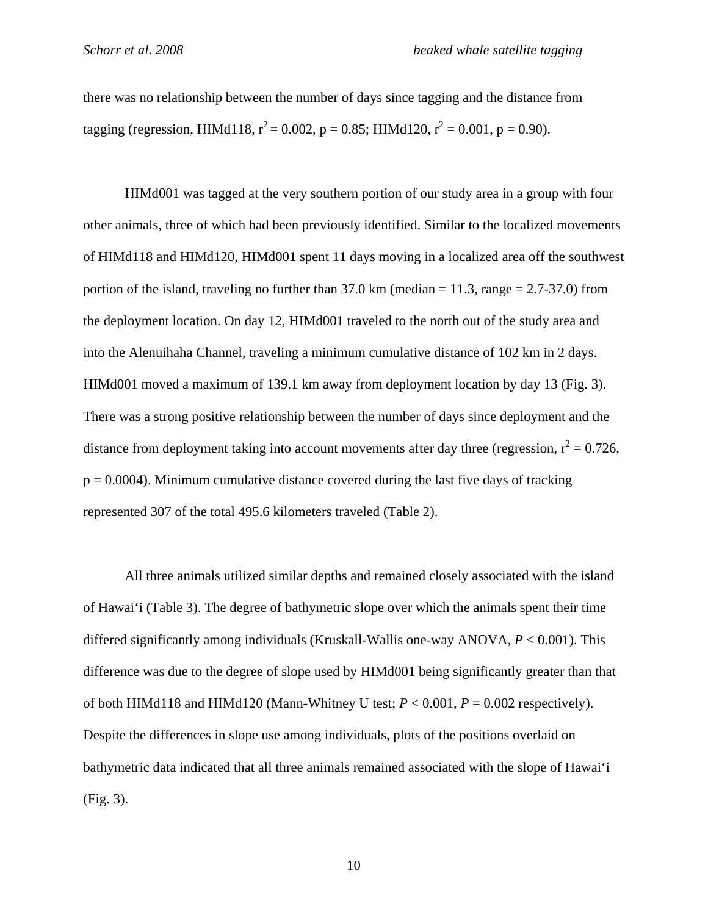there was no relationship between the number of days since tagging and the distance from tagging (regression, HIMd118, $r^2 = 0.002$, $p = 0.85$; HIMd120, $r^2 = 0.001$, $p = 0.90$).

HIMd001 was tagged at the very southern portion of our study area in a group with four other animals, three of which had been previously identified. Similar to the localized movements of HIMd118 and HIMd120, HIMd001 spent 11 days moving in a localized area off the southwest portion of the island, traveling no further than 37.0 km (median = 11.3, range = 2.7-37.0) from the deployment location. On day 12, HIMd001 traveled to the north out of the study area and into the Alenuihaha Channel, traveling a minimum cumulative distance of 102 km in 2 days. HIMd001 moved a maximum of 139.1 km away from deployment location by day 13 (Fig. 3). There was a strong positive relationship between the number of days since deployment and the distance from deployment taking into account movements after day three (regression, $r^2 = 0.726$, $p = 0.0004$). Minimum cumulative distance covered during the last five days of tracking represented 307 of the total 495.6 kilometers traveled (Table 2).

All three animals utilized similar depths and remained closely associated with the island of Hawai'i (Table 3). The degree of bathymetric slope over which the animals spent their time differed significantly among individuals (Kruskall-Wallis one-way ANOVA, $P < 0.001$). This difference was due to the degree of slope used by HIMd001 being significantly greater than that of both HIMd118 and HIMd120 (Mann-Whitney U test; $P < 0.001$, $P = 0.002$ respectively). Despite the differences in slope use among individuals, plots of the positions overlaid on bathymetric data indicated that all three animals remained associated with the slope of Hawai'i (Fig. 3).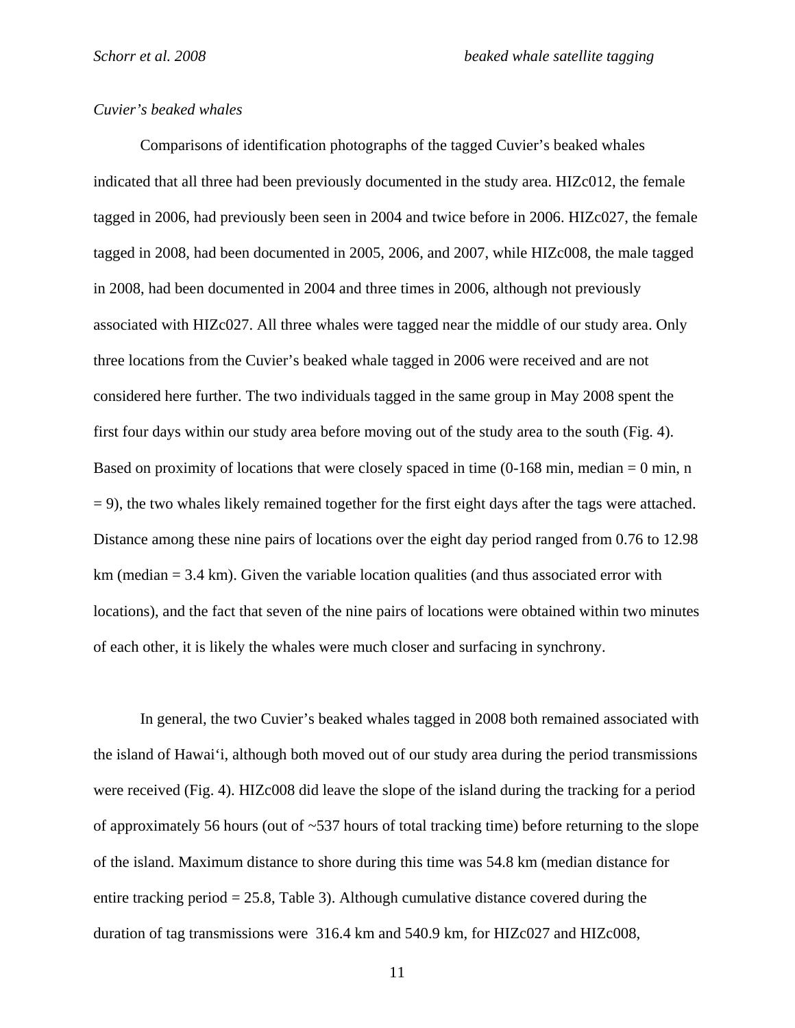*Cuvier's beaked whales*

Comparisons of identification photographs of the tagged Cuvier's beaked whales indicated that all three had been previously documented in the study area. HIZc012, the female tagged in 2006, had previously been seen in 2004 and twice before in 2006. HIZc027, the female tagged in 2008, had been documented in 2005, 2006, and 2007, while HIZc008, the male tagged in 2008, had been documented in 2004 and three times in 2006, although not previously associated with HIZc027. All three whales were tagged near the middle of our study area. Only three locations from the Cuvier's beaked whale tagged in 2006 were received and are not considered here further. The two individuals tagged in the same group in May 2008 spent the first four days within our study area before moving out of the study area to the south (Fig. 4). Based on proximity of locations that were closely spaced in time (0-168 min, median = 0 min, n = 9), the two whales likely remained together for the first eight days after the tags were attached. Distance among these nine pairs of locations over the eight day period ranged from 0.76 to 12.98 km (median = 3.4 km). Given the variable location qualities (and thus associated error with locations), and the fact that seven of the nine pairs of locations were obtained within two minutes of each other, it is likely the whales were much closer and surfacing in synchrony.

In general, the two Cuvier's beaked whales tagged in 2008 both remained associated with the island of Hawai'i, although both moved out of our study area during the period transmissions were received (Fig. 4). HIZc008 did leave the slope of the island during the tracking for a period of approximately 56 hours (out of ~537 hours of total tracking time) before returning to the slope of the island. Maximum distance to shore during this time was 54.8 km (median distance for entire tracking period = 25.8, Table 3). Although cumulative distance covered during the duration of tag transmissions were 316.4 km and 540.9 km, for HIZc027 and HIZc008,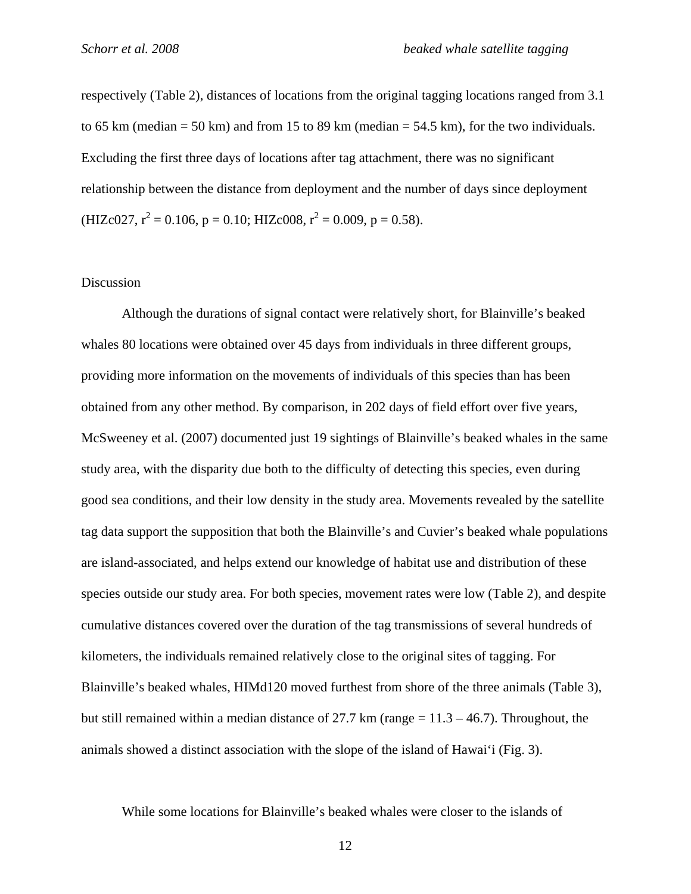respectively (Table 2), distances of locations from the original tagging locations ranged from 3.1 to 65 km (median = 50 km) and from 15 to 89 km (median = 54.5 km), for the two individuals. Excluding the first three days of locations after tag attachment, there was no significant relationship between the distance from deployment and the number of days since deployment (HIZc027, $r^2 = 0.106$, $p = 0.10$; HIZc008, $r^2 = 0.009$, $p = 0.58$).

## Discussion

Although the durations of signal contact were relatively short, for Blainville's beaked whales 80 locations were obtained over 45 days from individuals in three different groups, providing more information on the movements of individuals of this species than has been obtained from any other method. By comparison, in 202 days of field effort over five years, McSweeney et al. (2007) documented just 19 sightings of Blainville's beaked whales in the same study area, with the disparity due both to the difficulty of detecting this species, even during good sea conditions, and their low density in the study area. Movements revealed by the satellite tag data support the supposition that both the Blainville's and Cuvier's beaked whale populations are island-associated, and helps extend our knowledge of habitat use and distribution of these species outside our study area. For both species, movement rates were low (Table 2), and despite cumulative distances covered over the duration of the tag transmissions of several hundreds of kilometers, the individuals remained relatively close to the original sites of tagging. For Blainville's beaked whales, HIMd120 moved furthest from shore of the three animals (Table 3), but still remained within a median distance of 27.7 km (range = 11.3 – 46.7). Throughout, the animals showed a distinct association with the slope of the island of Hawai'i (Fig. 3).

While some locations for Blainville's beaked whales were closer to the islands of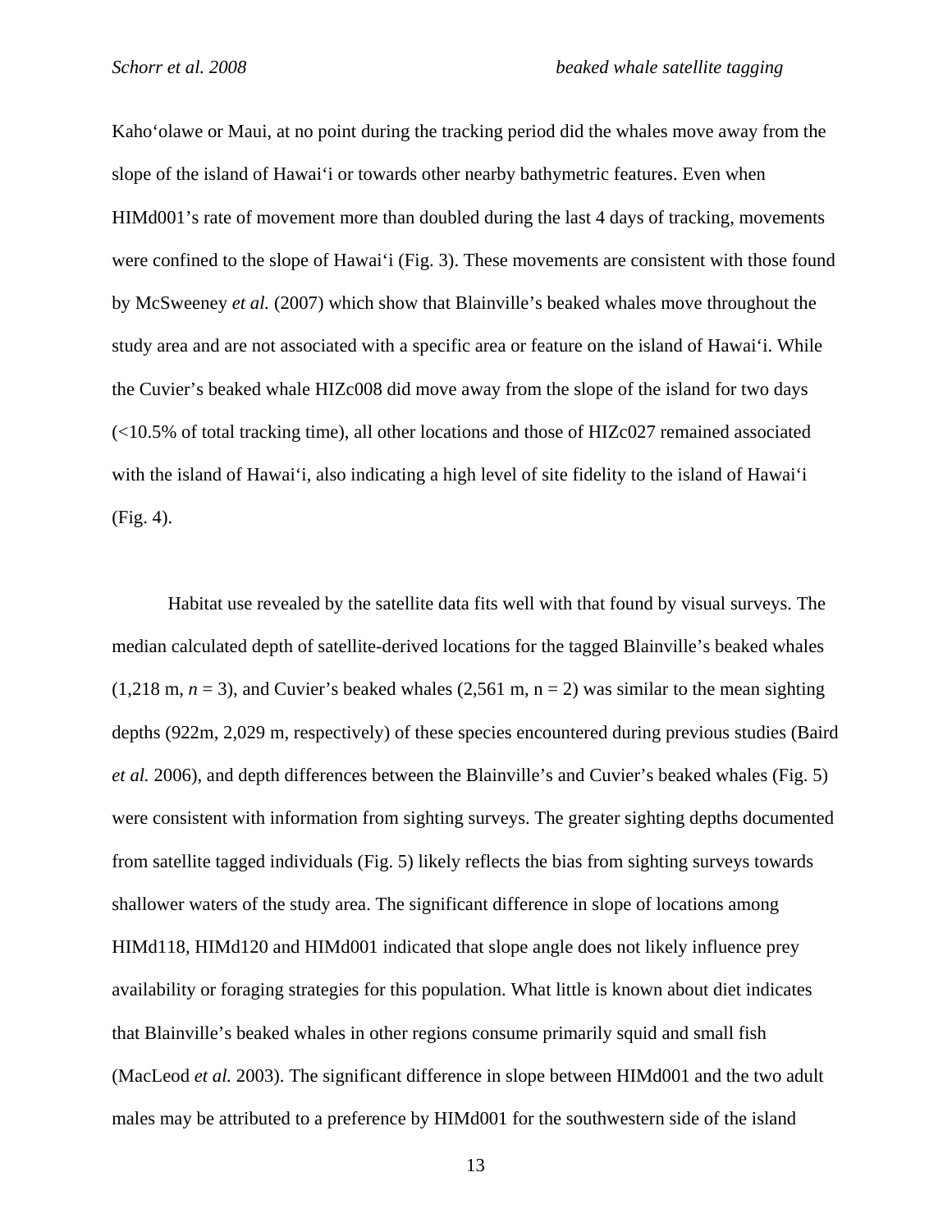Kahoʻolawe or Maui, at no point during the tracking period did the whales move away from the slope of the island of Hawaiʻi or towards other nearby bathymetric features. Even when HIMd001's rate of movement more than doubled during the last 4 days of tracking, movements were confined to the slope of Hawaiʻi (Fig. 3). These movements are consistent with those found by McSweeney *et al.* (2007) which show that Blainville's beaked whales move throughout the study area and are not associated with a specific area or feature on the island of Hawaiʻi. While the Cuvier's beaked whale HIZc008 did move away from the slope of the island for two days (<10.5% of total tracking time), all other locations and those of HIZc027 remained associated with the island of Hawaiʻi, also indicating a high level of site fidelity to the island of Hawaiʻi (Fig. 4).

Habitat use revealed by the satellite data fits well with that found by visual surveys. The median calculated depth of satellite-derived locations for the tagged Blainville's beaked whales (1,218 m, $n = 3$), and Cuvier's beaked whales (2,561 m, n = 2) was similar to the mean sighting depths (922m, 2,029 m, respectively) of these species encountered during previous studies (Baird *et al.* 2006), and depth differences between the Blainville's and Cuvier's beaked whales (Fig. 5) were consistent with information from sighting surveys. The greater sighting depths documented from satellite tagged individuals (Fig. 5) likely reflects the bias from sighting surveys towards shallower waters of the study area. The significant difference in slope of locations among HIMd118, HIMd120 and HIMd001 indicated that slope angle does not likely influence prey availability or foraging strategies for this population. What little is known about diet indicates that Blainville's beaked whales in other regions consume primarily squid and small fish (MacLeod *et al.* 2003). The significant difference in slope between HIMd001 and the two adult males may be attributed to a preference by HIMd001 for the southwestern side of the island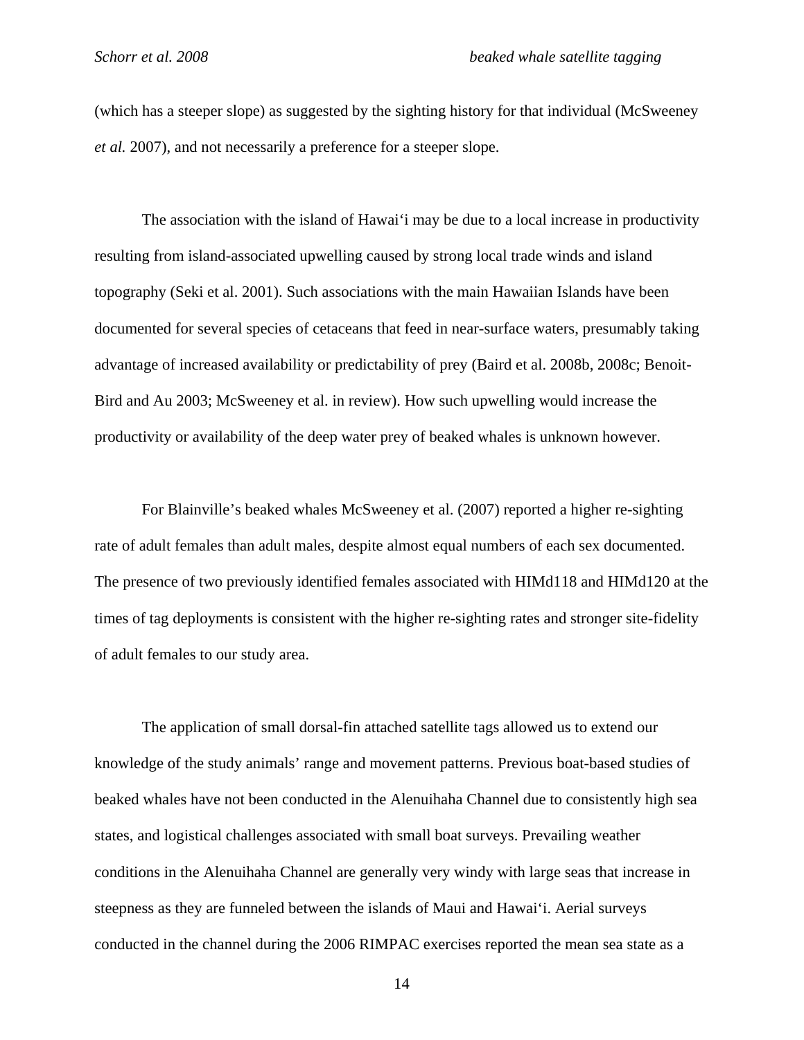(which has a steeper slope) as suggested by the sighting history for that individual (McSweeney *et al.* 2007), and not necessarily a preference for a steeper slope.

The association with the island of Hawai‘i may be due to a local increase in productivity resulting from island-associated upwelling caused by strong local trade winds and island topography (Seki et al. 2001). Such associations with the main Hawaiian Islands have been documented for several species of cetaceans that feed in near-surface waters, presumably taking advantage of increased availability or predictability of prey (Baird et al. 2008b, 2008c; Benoit-Bird and Au 2003; McSweeney et al. in review). How such upwelling would increase the productivity or availability of the deep water prey of beaked whales is unknown however.

For Blainville's beaked whales McSweeney et al. (2007) reported a higher re-sighting rate of adult females than adult males, despite almost equal numbers of each sex documented. The presence of two previously identified females associated with HIMd118 and HIMd120 at the times of tag deployments is consistent with the higher re-sighting rates and stronger site-fidelity of adult females to our study area.

The application of small dorsal-fin attached satellite tags allowed us to extend our knowledge of the study animals' range and movement patterns. Previous boat-based studies of beaked whales have not been conducted in the Alenuihaha Channel due to consistently high sea states, and logistical challenges associated with small boat surveys. Prevailing weather conditions in the Alenuihaha Channel are generally very windy with large seas that increase in steepness as they are funneled between the islands of Maui and Hawai‘i. Aerial surveys conducted in the channel during the 2006 RIMPAC exercises reported the mean sea state as a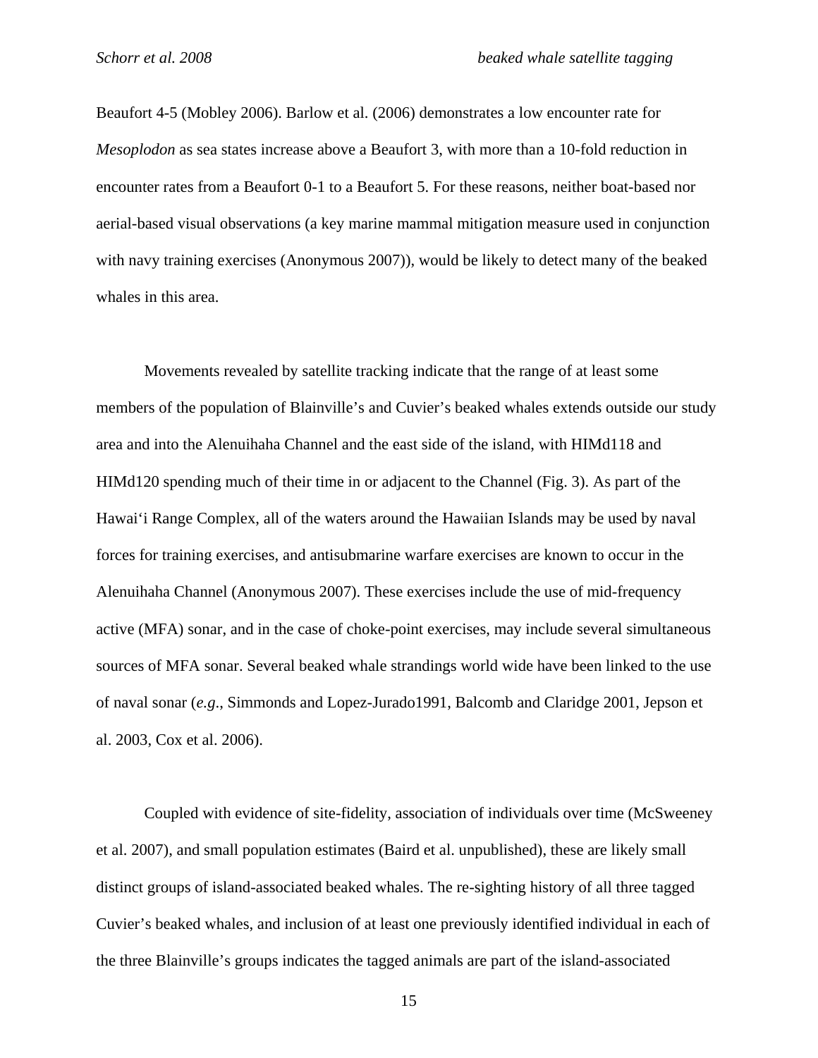Beaufort 4-5 (Mobley 2006). Barlow et al. (2006) demonstrates a low encounter rate for *Mesoplodon* as sea states increase above a Beaufort 3, with more than a 10-fold reduction in encounter rates from a Beaufort 0-1 to a Beaufort 5. For these reasons, neither boat-based nor aerial-based visual observations (a key marine mammal mitigation measure used in conjunction with navy training exercises (Anonymous 2007)), would be likely to detect many of the beaked whales in this area.

Movements revealed by satellite tracking indicate that the range of at least some members of the population of Blainville's and Cuvier's beaked whales extends outside our study area and into the Alenuihaha Channel and the east side of the island, with HIMd118 and HIMd120 spending much of their time in or adjacent to the Channel (Fig. 3). As part of the Hawai'i Range Complex, all of the waters around the Hawaiian Islands may be used by naval forces for training exercises, and antisubmarine warfare exercises are known to occur in the Alenuihaha Channel (Anonymous 2007). These exercises include the use of mid-frequency active (MFA) sonar, and in the case of choke-point exercises, may include several simultaneous sources of MFA sonar. Several beaked whale strandings world wide have been linked to the use of naval sonar (*e.g*., Simmonds and Lopez-Jurado1991, Balcomb and Claridge 2001, Jepson et al. 2003, Cox et al. 2006).

Coupled with evidence of site-fidelity, association of individuals over time (McSweeney et al. 2007), and small population estimates (Baird et al. unpublished), these are likely small distinct groups of island-associated beaked whales. The re-sighting history of all three tagged Cuvier's beaked whales, and inclusion of at least one previously identified individual in each of the three Blainville's groups indicates the tagged animals are part of the island-associated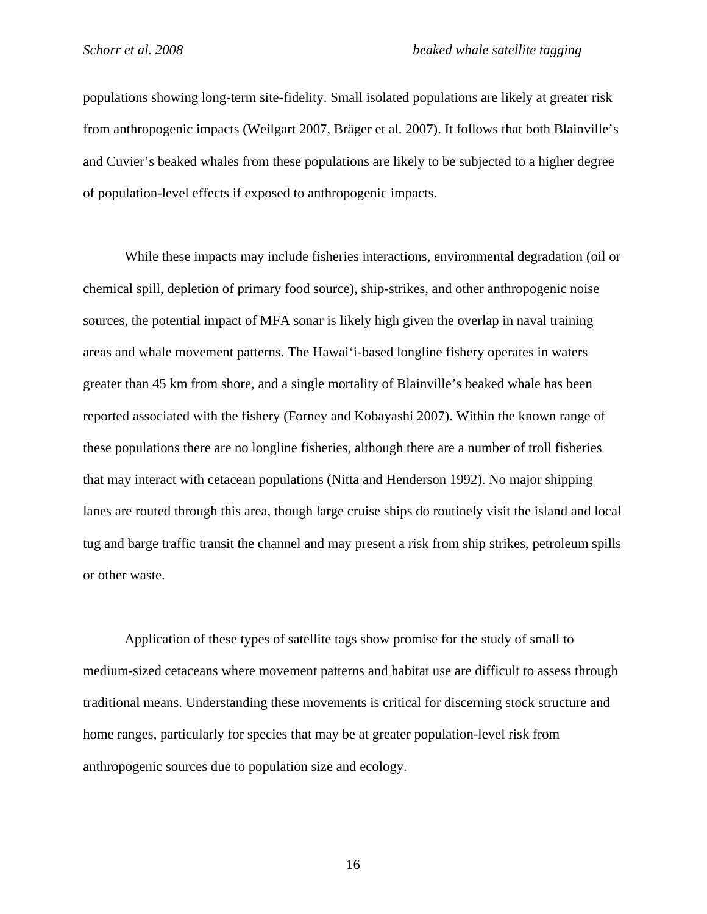populations showing long-term site-fidelity. Small isolated populations are likely at greater risk from anthropogenic impacts (Weilgart 2007, Bräger et al. 2007). It follows that both Blainville's and Cuvier's beaked whales from these populations are likely to be subjected to a higher degree of population-level effects if exposed to anthropogenic impacts.

While these impacts may include fisheries interactions, environmental degradation (oil or chemical spill, depletion of primary food source), ship-strikes, and other anthropogenic noise sources, the potential impact of MFA sonar is likely high given the overlap in naval training areas and whale movement patterns. The Hawai'i-based longline fishery operates in waters greater than 45 km from shore, and a single mortality of Blainville's beaked whale has been reported associated with the fishery (Forney and Kobayashi 2007). Within the known range of these populations there are no longline fisheries, although there are a number of troll fisheries that may interact with cetacean populations (Nitta and Henderson 1992). No major shipping lanes are routed through this area, though large cruise ships do routinely visit the island and local tug and barge traffic transit the channel and may present a risk from ship strikes, petroleum spills or other waste.

Application of these types of satellite tags show promise for the study of small to medium-sized cetaceans where movement patterns and habitat use are difficult to assess through traditional means. Understanding these movements is critical for discerning stock structure and home ranges, particularly for species that may be at greater population-level risk from anthropogenic sources due to population size and ecology.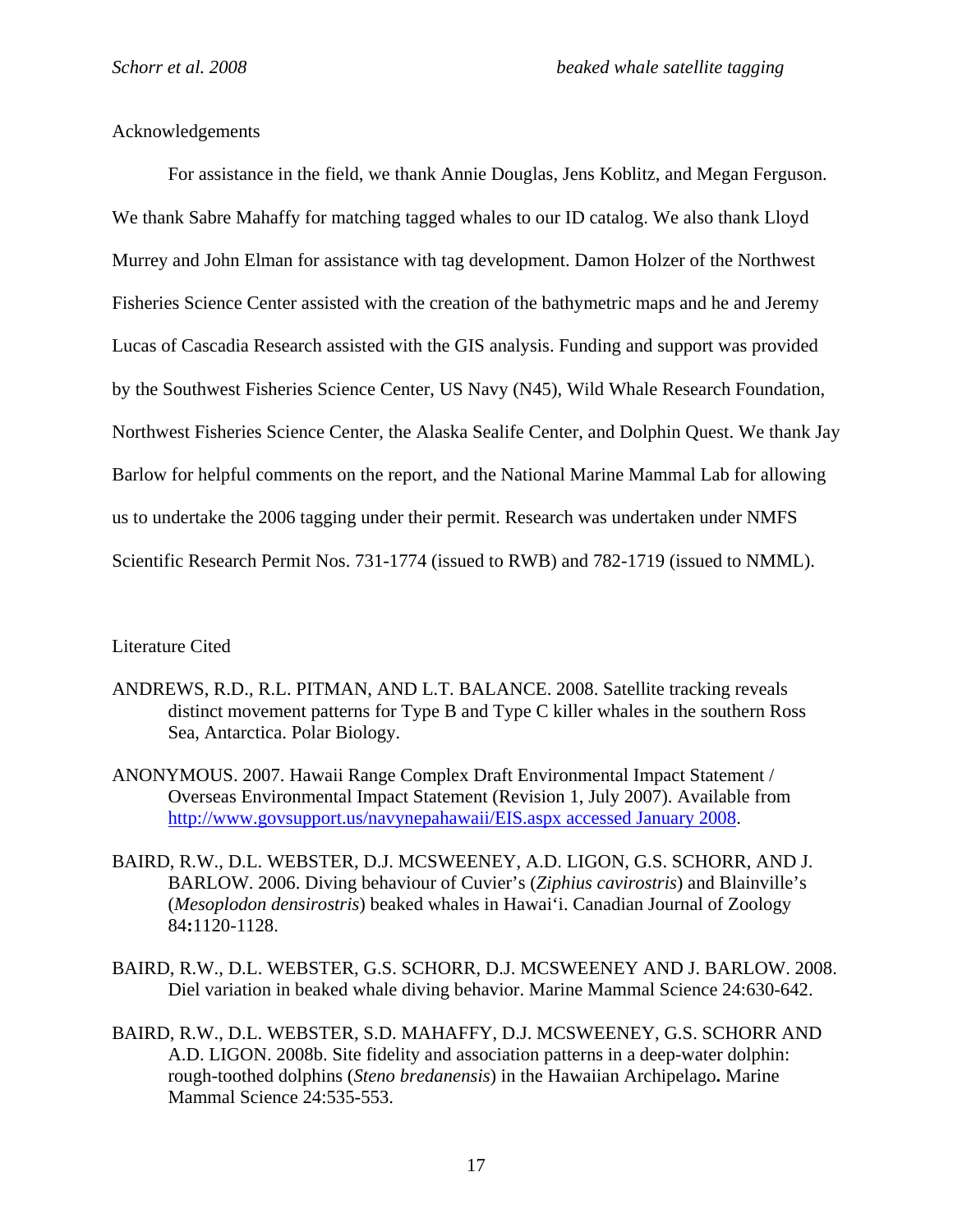## Acknowledgements

For assistance in the field, we thank Annie Douglas, Jens Koblitz, and Megan Ferguson. We thank Sabre Mahaffy for matching tagged whales to our ID catalog. We also thank Lloyd Murrey and John Elman for assistance with tag development. Damon Holzer of the Northwest Fisheries Science Center assisted with the creation of the bathymetric maps and he and Jeremy Lucas of Cascadia Research assisted with the GIS analysis. Funding and support was provided by the Southwest Fisheries Science Center, US Navy (N45), Wild Whale Research Foundation, Northwest Fisheries Science Center, the Alaska Sealife Center, and Dolphin Quest. We thank Jay Barlow for helpful comments on the report, and the National Marine Mammal Lab for allowing us to undertake the 2006 tagging under their permit. Research was undertaken under NMFS Scientific Research Permit Nos. 731-1774 (issued to RWB) and 782-1719 (issued to NMML).

## Literature Cited

ANDREWS, R.D., R.L. PITMAN, AND L.T. BALANCE. 2008. Satellite tracking reveals distinct movement patterns for Type B and Type C killer whales in the southern Ross Sea, Antarctica. Polar Biology.

ANONYMOUS. 2007. Hawaii Range Complex Draft Environmental Impact Statement / Overseas Environmental Impact Statement (Revision 1, July 2007). Available from http://www.govsupport.us/navynepahawaii/EIS.aspx accessed January 2008.

BAIRD, R.W., D.L. WEBSTER, D.J. MCSWEENEY, A.D. LIGON, G.S. SCHORR, AND J. BARLOW. 2006. Diving behaviour of Cuvier's (*Ziphius cavirostris*) and Blainville's (*Mesoplodon densirostris*) beaked whales in Hawai'i. Canadian Journal of Zoology 84**:**1120-1128.

BAIRD, R.W., D.L. WEBSTER, G.S. SCHORR, D.J. MCSWEENEY AND J. BARLOW. 2008. Diel variation in beaked whale diving behavior. Marine Mammal Science 24:630-642.

BAIRD, R.W., D.L. WEBSTER, S.D. MAHAFFY, D.J. MCSWEENEY, G.S. SCHORR AND A.D. LIGON. 2008b. Site fidelity and association patterns in a deep-water dolphin: rough-toothed dolphins (*Steno bredanensis*) in the Hawaiian Archipelago**.** Marine Mammal Science 24:535-553.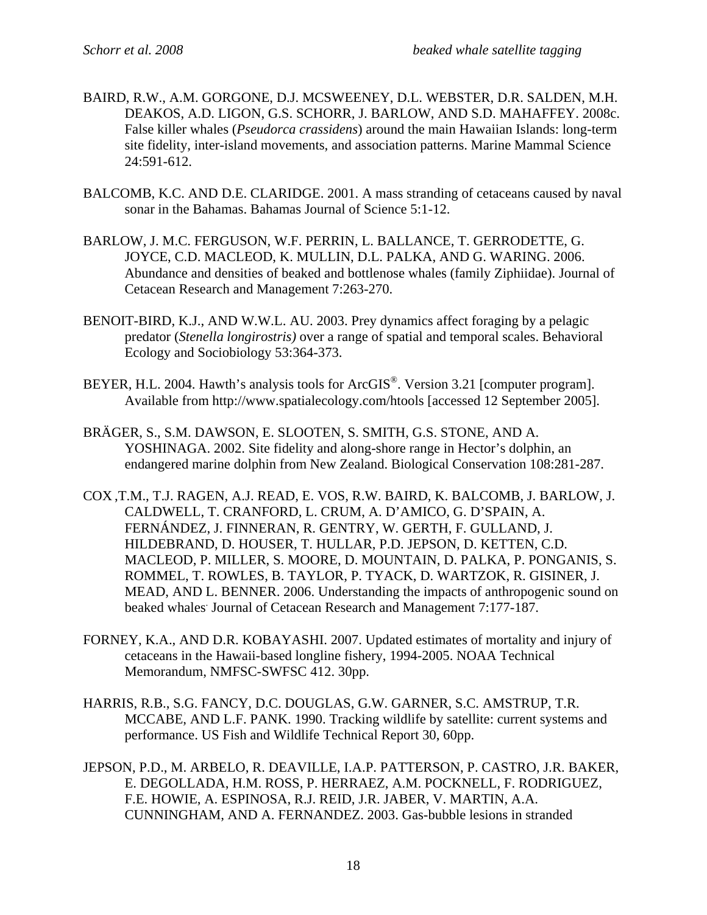BAIRD, R.W., A.M. GORGONE, D.J. MCSWEENEY, D.L. WEBSTER, D.R. SALDEN, M.H. DEAKOS, A.D. LIGON, G.S. SCHORR, J. BARLOW, AND S.D. MAHAFFEY. 2008c. False killer whales (*Pseudorca crassidens*) around the main Hawaiian Islands: long-term site fidelity, inter-island movements, and association patterns. Marine Mammal Science 24:591-612.

BALCOMB, K.C. AND D.E. CLARIDGE. 2001. A mass stranding of cetaceans caused by naval sonar in the Bahamas. Bahamas Journal of Science 5:1-12.

BARLOW, J. M.C. FERGUSON, W.F. PERRIN, L. BALLANCE, T. GERRODETTE, G. JOYCE, C.D. MACLEOD, K. MULLIN, D.L. PALKA, AND G. WARING. 2006. Abundance and densities of beaked and bottlenose whales (family Ziphiidae). Journal of Cetacean Research and Management 7:263-270.

BENOIT-BIRD, K.J., AND W.W.L. AU. 2003. Prey dynamics affect foraging by a pelagic predator (*Stenella longirostris)* over a range of spatial and temporal scales. Behavioral Ecology and Sociobiology 53:364-373.

BEYER, H.L. 2004. Hawth's analysis tools for ArcGIS®. Version 3.21 [computer program]. Available from http://www.spatialecology.com/htools [accessed 12 September 2005].

BRÄGER, S., S.M. DAWSON, E. SLOOTEN, S. SMITH, G.S. STONE, AND A. YOSHINAGA. 2002. Site fidelity and along-shore range in Hector's dolphin, an endangered marine dolphin from New Zealand. Biological Conservation 108:281-287.

COX ,T.M., T.J. RAGEN, A.J. READ, E. VOS, R.W. BAIRD, K. BALCOMB, J. BARLOW, J. CALDWELL, T. CRANFORD, L. CRUM, A. D'AMICO, G. D'SPAIN, A. FERNÁNDEZ, J. FINNERAN, R. GENTRY, W. GERTH, F. GULLAND, J. HILDEBRAND, D. HOUSER, T. HULLAR, P.D. JEPSON, D. KETTEN, C.D. MACLEOD, P. MILLER, S. MOORE, D. MOUNTAIN, D. PALKA, P. PONGANIS, S. ROMMEL, T. ROWLES, B. TAYLOR, P. TYACK, D. WARTZOK, R. GISINER, J. MEAD, AND L. BENNER. 2006. Understanding the impacts of anthropogenic sound on beaked whales. Journal of Cetacean Research and Management 7:177-187.

FORNEY, K.A., AND D.R. KOBAYASHI. 2007. Updated estimates of mortality and injury of cetaceans in the Hawaii-based longline fishery, 1994-2005. NOAA Technical Memorandum, NMFSC-SWFSC 412. 30pp.

HARRIS, R.B., S.G. FANCY, D.C. DOUGLAS, G.W. GARNER, S.C. AMSTRUP, T.R. MCCABE, AND L.F. PANK. 1990. Tracking wildlife by satellite: current systems and performance. US Fish and Wildlife Technical Report 30, 60pp.

JEPSON, P.D., M. ARBELO, R. DEAVILLE, I.A.P. PATTERSON, P. CASTRO, J.R. BAKER, E. DEGOLLADA, H.M. ROSS, P. HERRAEZ, A.M. POCKNELL, F. RODRIGUEZ, F.E. HOWIE, A. ESPINOSA, R.J. REID, J.R. JABER, V. MARTIN, A.A. CUNNINGHAM, AND A. FERNANDEZ. 2003. Gas-bubble lesions in stranded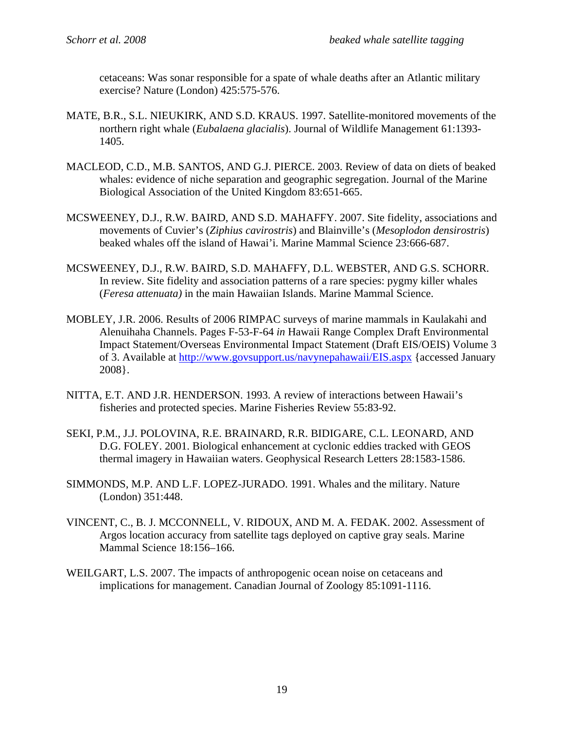cetaceans: Was sonar responsible for a spate of whale deaths after an Atlantic military exercise? Nature (London) 425:575-576.

MATE, B.R., S.L. NIEUKIRK, AND S.D. KRAUS. 1997. Satellite-monitored movements of the northern right whale (*Eubalaena glacialis*). Journal of Wildlife Management 61:1393-1405.

MACLEOD, C.D., M.B. SANTOS, AND G.J. PIERCE. 2003. Review of data on diets of beaked whales: evidence of niche separation and geographic segregation. Journal of the Marine Biological Association of the United Kingdom 83:651-665.

MCSWEENEY, D.J., R.W. BAIRD, AND S.D. MAHAFFY. 2007. Site fidelity, associations and movements of Cuvier's (*Ziphius cavirostris*) and Blainville's (*Mesoplodon densirostris*) beaked whales off the island of Hawai'i. Marine Mammal Science 23:666-687.

MCSWEENEY, D.J., R.W. BAIRD, S.D. MAHAFFY, D.L. WEBSTER, AND G.S. SCHORR. In review. Site fidelity and association patterns of a rare species: pygmy killer whales (*Feresa attenuata)* in the main Hawaiian Islands. Marine Mammal Science.

MOBLEY, J.R. 2006. Results of 2006 RIMPAC surveys of marine mammals in Kaulakahi and Alenuihaha Channels. Pages F-53-F-64 *in* Hawaii Range Complex Draft Environmental Impact Statement/Overseas Environmental Impact Statement (Draft EIS/OEIS) Volume 3 of 3. Available at http://www.govsupport.us/navynepahawaii/EIS.aspx {accessed January 2008}.

NITTA, E.T. AND J.R. HENDERSON. 1993. A review of interactions between Hawaii's fisheries and protected species. Marine Fisheries Review 55:83-92.

SEKI, P.M., J.J. POLOVINA, R.E. BRAINARD, R.R. BIDIGARE, C.L. LEONARD, AND D.G. FOLEY. 2001. Biological enhancement at cyclonic eddies tracked with GEOS thermal imagery in Hawaiian waters. Geophysical Research Letters 28:1583-1586.

SIMMONDS, M.P. AND L.F. LOPEZ-JURADO. 1991. Whales and the military. Nature (London) 351:448.

VINCENT, C., B. J. MCCONNELL, V. RIDOUX, AND M. A. FEDAK. 2002. Assessment of Argos location accuracy from satellite tags deployed on captive gray seals. Marine Mammal Science 18:156–166.

WEILGART, L.S. 2007. The impacts of anthropogenic ocean noise on cetaceans and implications for management. Canadian Journal of Zoology 85:1091-1116.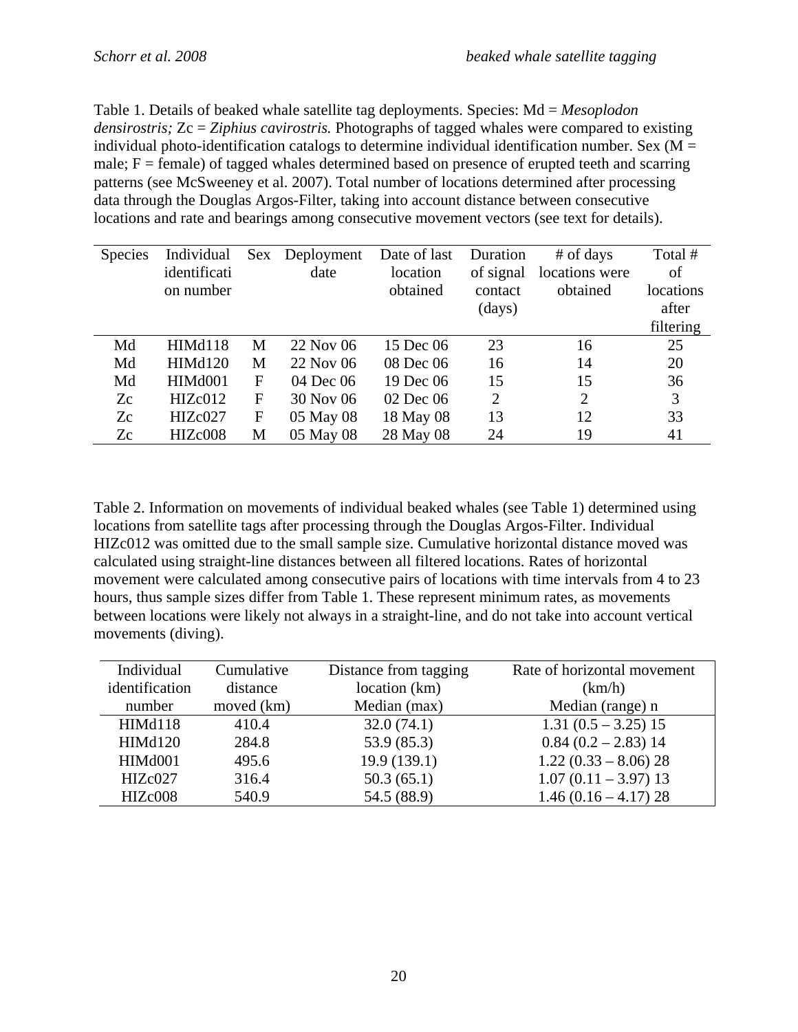Table 1. Details of beaked whale satellite tag deployments. Species: Md = *Mesoplodon densirostris;* Zc = *Ziphius cavirostris.* Photographs of tagged whales were compared to existing individual photo-identification catalogs to determine individual identification number. Sex (M = male; F = female) of tagged whales determined based on presence of erupted teeth and scarring patterns (see McSweeney et al. 2007). Total number of locations determined after processing data through the Douglas Argos-Filter, taking into account distance between consecutive locations and rate and bearings among consecutive movement vectors (see text for details).

| Species | Individual identification number | Sex | Deployment date | Date of last location obtained | Duration of signal contact (days) | # of days locations were obtained | Total # of locations after filtering |
|---|---|---|---|---|---|---|---|
| Md | HIMd118 | M | 22 Nov 06 | 15 Dec 06 | 23 | 16 | 25 |
| Md | HIMd120 | M | 22 Nov 06 | 08 Dec 06 | 16 | 14 | 20 |
| Md | HIMd001 | F | 04 Dec 06 | 19 Dec 06 | 15 | 15 | 36 |
| Zc | HIZc012 | F | 30 Nov 06 | 02 Dec 06 | 2 | 2 | 3 |
| Zc | HIZc027 | F | 05 May 08 | 18 May 08 | 13 | 12 | 33 |
| Zc | HIZc008 | M | 05 May 08 | 28 May 08 | 24 | 19 | 41 |

Table 2. Information on movements of individual beaked whales (see Table 1) determined using locations from satellite tags after processing through the Douglas Argos-Filter. Individual HIZc012 was omitted due to the small sample size. Cumulative horizontal distance moved was calculated using straight-line distances between all filtered locations. Rates of horizontal movement were calculated among consecutive pairs of locations with time intervals from 4 to 23 hours, thus sample sizes differ from Table 1. These represent minimum rates, as movements between locations were likely not always in a straight-line, and do not take into account vertical movements (diving).

| Individual identification number | Cumulative distance moved (km) | Distance from tagging location (km) Median (max) | Rate of horizontal movement (km/h) Median (range) n |
|---|---|---|---|
| HIMd118 | 410.4 | 32.0 (74.1) | 1.31 (0.5 – 3.25) 15 |
| HIMd120 | 284.8 | 53.9 (85.3) | 0.84 (0.2 – 2.83) 14 |
| HIMd001 | 495.6 | 19.9 (139.1) | 1.22 (0.33 – 8.06) 28 |
| HIZc027 | 316.4 | 50.3 (65.1) | 1.07 (0.11 – 3.97) 13 |
| HIZc008 | 540.9 | 54.5 (88.9) | 1.46 (0.16 – 4.17) 28 |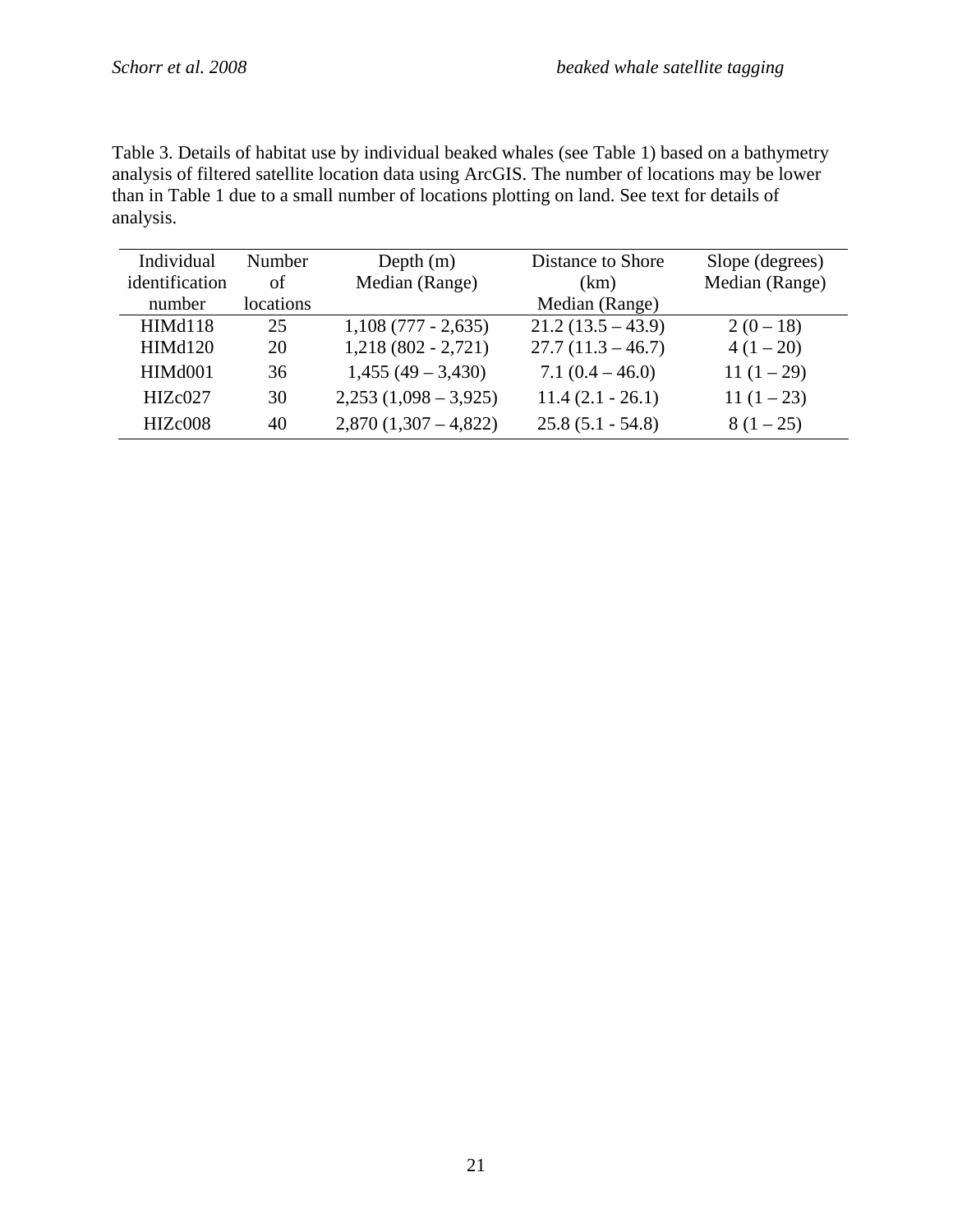Table 3. Details of habitat use by individual beaked whales (see Table 1) based on a bathymetry analysis of filtered satellite location data using ArcGIS. The number of locations may be lower than in Table 1 due to a small number of locations plotting on land. See text for details of analysis.

| Individual identification number | Number of locations | Depth (m) Median (Range) | Distance to Shore (km) Median (Range) | Slope (degrees) Median (Range) |
|---|---|---|---|---|
| HIMd118 | 25 | 1,108 (777 - 2,635) | 21.2 (13.5 – 43.9) | 2 (0 – 18) |
| HIMd120 | 20 | 1,218 (802 - 2,721) | 27.7 (11.3 – 46.7) | 4 (1 – 20) |
| HIMd001 | 36 | 1,455 (49 – 3,430) | 7.1 (0.4 – 46.0) | 11 (1 – 29) |
| HIZc027 | 30 | 2,253 (1,098 – 3,925) | 11.4 (2.1 - 26.1) | 11 (1 – 23) |
| HIZc008 | 40 | 2,870 (1,307 – 4,822) | 25.8 (5.1 - 54.8) | 8 (1 – 25) |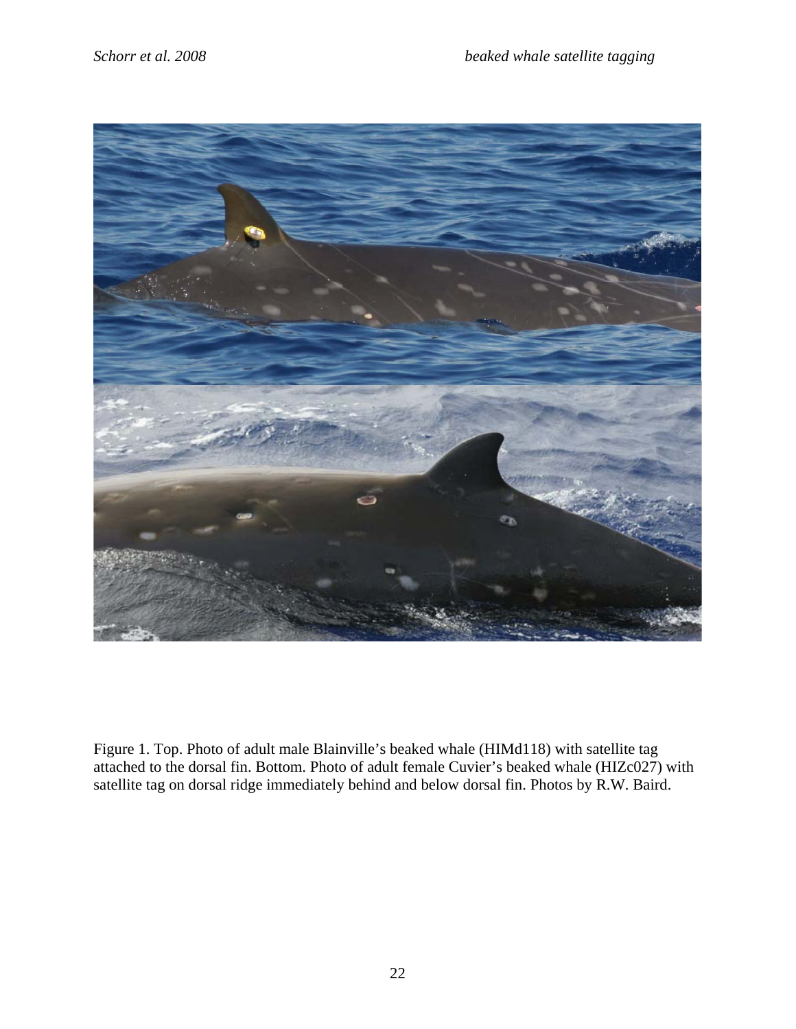Figure 1. Top. Photo of adult male Blainville's beaked whale (HIMd118) with satellite tag attached to the dorsal fin. Bottom. Photo of adult female Cuvier's beaked whale (HIZc027) with satellite tag on dorsal ridge immediately behind and below dorsal fin. Photos by R.W. Baird.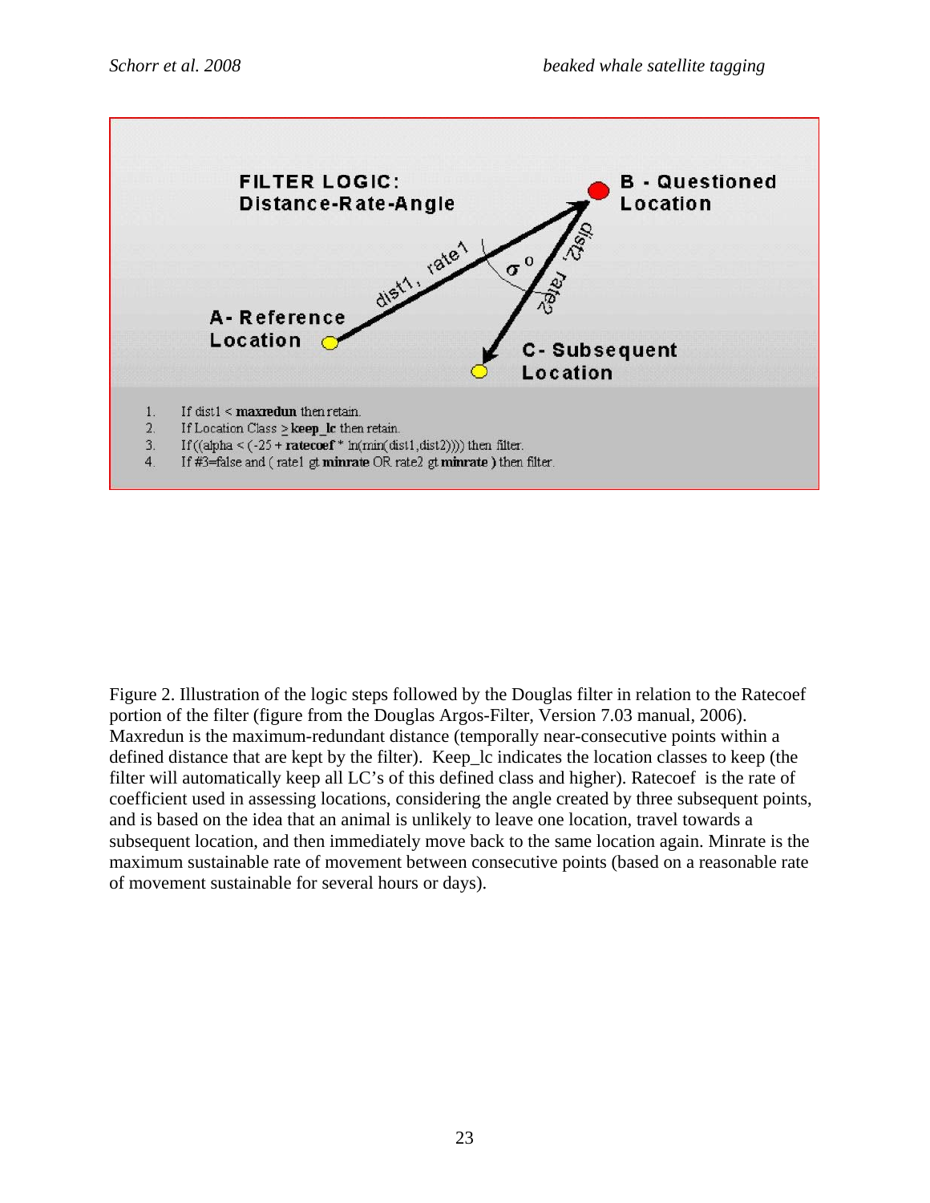FILTER LOGIC:
Distance-Rate-Angle

B - Questioned Location

A- Reference Location

C- Subsequent Location

dist1, rate1

dist2, rate2

$\sigma^{o}$

1. If dist1 < **maxredun** then retain.
2. If Location Class ≥ **keep_lc** then retain.
3. If ((alpha < (-25 + **ratecoef** * ln(min(dist1,dist2)))) then filter.
4. If #3=false and ( rate1 gt **minrate** OR rate2 gt **minrate** ) then filter.

Figure 2. Illustration of the logic steps followed by the Douglas filter in relation to the Ratecoef portion of the filter (figure from the Douglas Argos-Filter, Version 7.03 manual, 2006). Maxredun is the maximum-redundant distance (temporally near-consecutive points within a defined distance that are kept by the filter). Keep_lc indicates the location classes to keep (the filter will automatically keep all LC's of this defined class and higher). Ratecoef is the rate of coefficient used in assessing locations, considering the angle created by three subsequent points, and is based on the idea that an animal is unlikely to leave one location, travel towards a subsequent location, and then immediately move back to the same location again. Minrate is the maximum sustainable rate of movement between consecutive points (based on a reasonable rate of movement sustainable for several hours or days).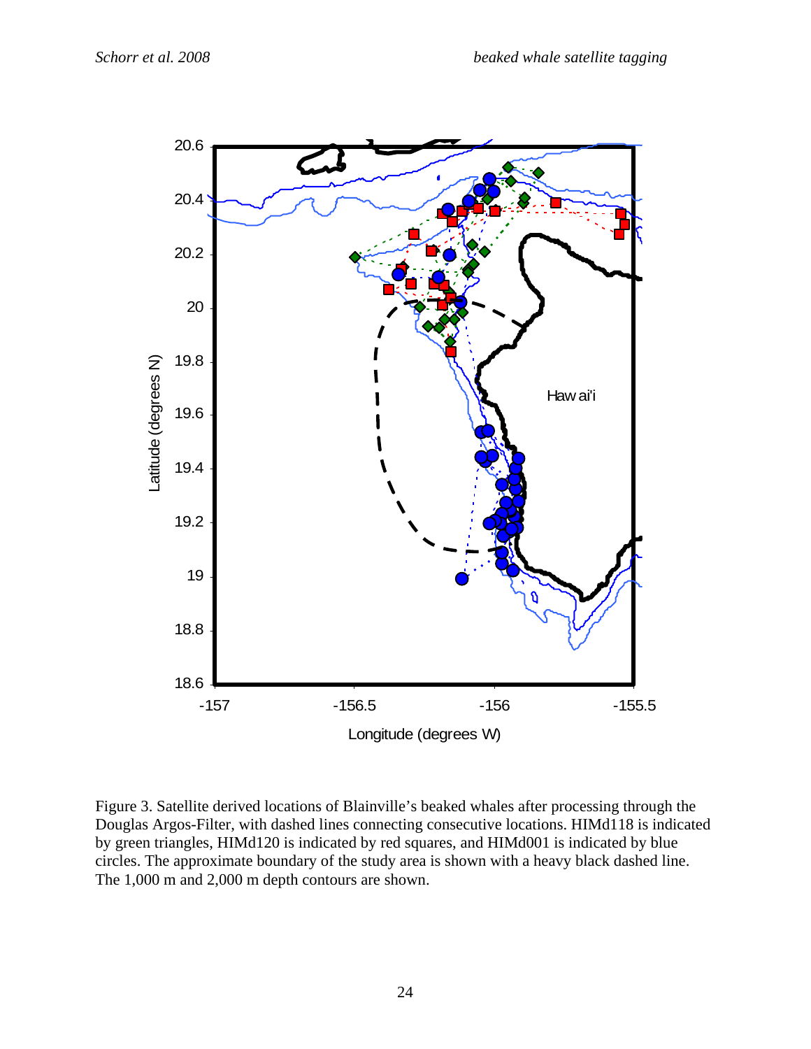Figure 3. Satellite derived locations of Blainville's beaked whales after processing through the Douglas Argos-Filter, with dashed lines connecting consecutive locations. HIMd118 is indicated by green triangles, HIMd120 is indicated by red squares, and HIMd001 is indicated by blue circles. The approximate boundary of the study area is shown with a heavy black dashed line. The 1,000 m and 2,000 m depth contours are shown.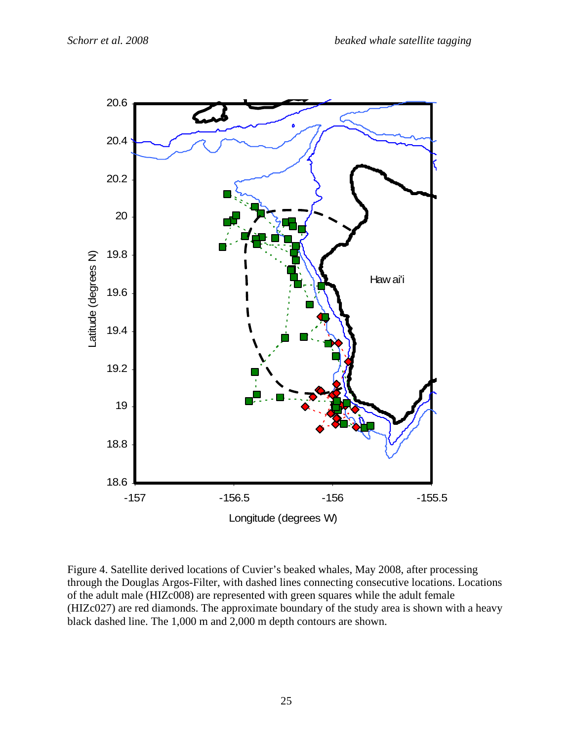Figure 4. Satellite derived locations of Cuvier's beaked whales, May 2008, after processing through the Douglas Argos-Filter, with dashed lines connecting consecutive locations. Locations of the adult male (HIZc008) are represented with green squares while the adult female (HIZc027) are red diamonds. The approximate boundary of the study area is shown with a heavy black dashed line. The 1,000 m and 2,000 m depth contours are shown.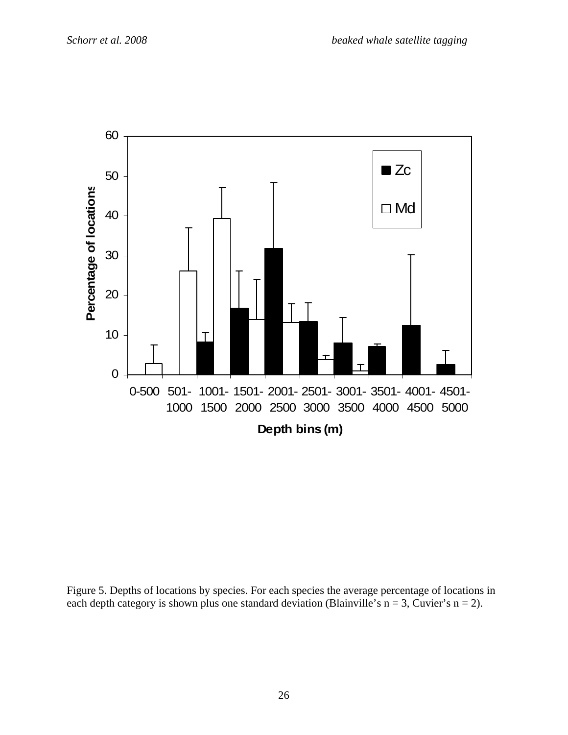60

50

40

30

20

10

0

Percentage of locations

■ Zc

□ Md

0-500 501-1000 1001-1500 1501-2000 2001-2500 2501-3000 3001-3500 3501-4000 4001-4500 4501-5000

Depth bins (m)

Figure 5. Depths of locations by species. For each species the average percentage of locations in each depth category is shown plus one standard deviation (Blainville's n = 3, Cuvier's n = 2).